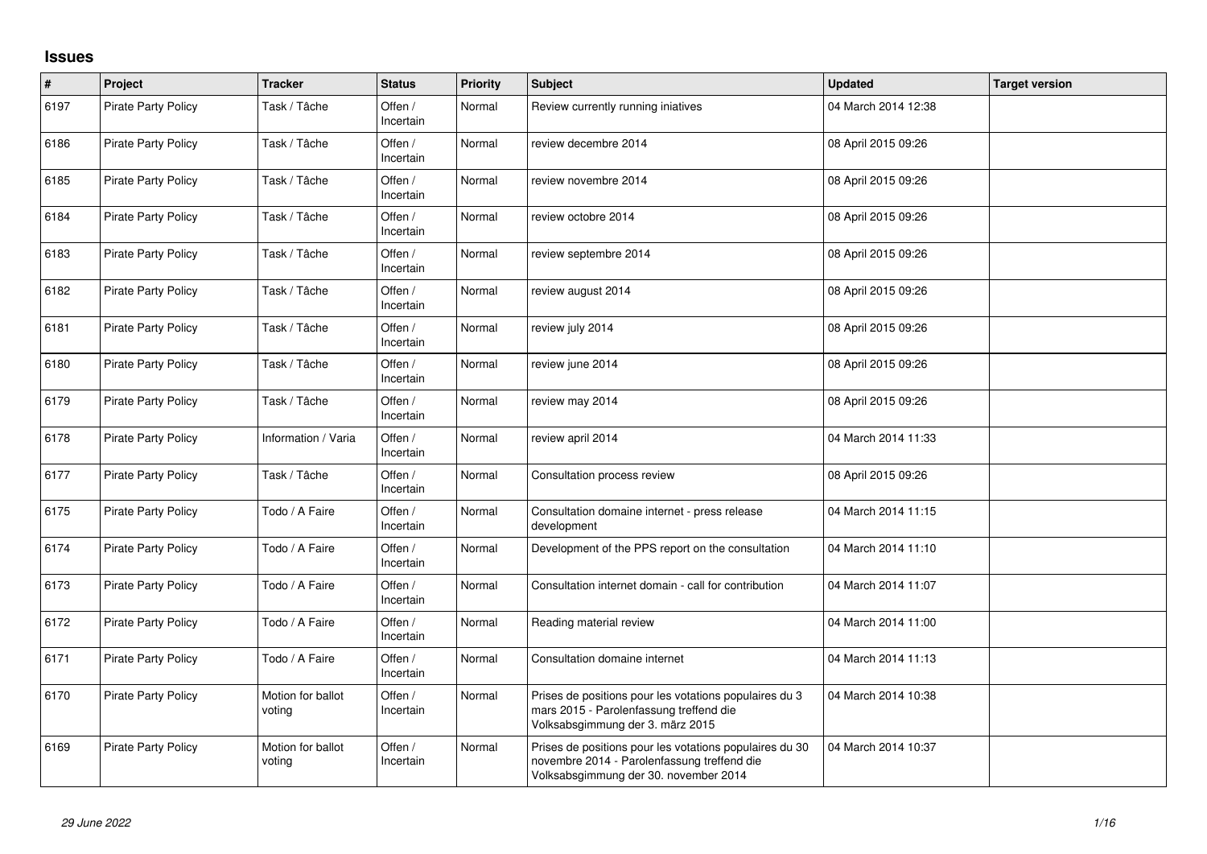## Issues

| # | Project | Tracker | Status | Priority | Subject | Updated | Target version |
|---|---|---|---|---|---|---|---|
| 6197 | Pirate Party Policy | Task / Tâche | Offen / Incertain | Normal | Review currently running iniatives | 04 March 2014 12:38 | |
| 6186 | Pirate Party Policy | Task / Tâche | Offen / Incertain | Normal | review decembre 2014 | 08 April 2015 09:26 | |
| 6185 | Pirate Party Policy | Task / Tâche | Offen / Incertain | Normal | review novembre 2014 | 08 April 2015 09:26 | |
| 6184 | Pirate Party Policy | Task / Tâche | Offen / Incertain | Normal | review octobre 2014 | 08 April 2015 09:26 | |
| 6183 | Pirate Party Policy | Task / Tâche | Offen / Incertain | Normal | review septembre 2014 | 08 April 2015 09:26 | |
| 6182 | Pirate Party Policy | Task / Tâche | Offen / Incertain | Normal | review august 2014 | 08 April 2015 09:26 | |
| 6181 | Pirate Party Policy | Task / Tâche | Offen / Incertain | Normal | review july 2014 | 08 April 2015 09:26 | |
| 6180 | Pirate Party Policy | Task / Tâche | Offen / Incertain | Normal | review june 2014 | 08 April 2015 09:26 | |
| 6179 | Pirate Party Policy | Task / Tâche | Offen / Incertain | Normal | review may 2014 | 08 April 2015 09:26 | |
| 6178 | Pirate Party Policy | Information / Varia | Offen / Incertain | Normal | review april 2014 | 04 March 2014 11:33 | |
| 6177 | Pirate Party Policy | Task / Tâche | Offen / Incertain | Normal | Consultation process review | 08 April 2015 09:26 | |
| 6175 | Pirate Party Policy | Todo / A Faire | Offen / Incertain | Normal | Consultation domaine internet - press release development | 04 March 2014 11:15 | |
| 6174 | Pirate Party Policy | Todo / A Faire | Offen / Incertain | Normal | Development of the PPS report on the consultation | 04 March 2014 11:10 | |
| 6173 | Pirate Party Policy | Todo / A Faire | Offen / Incertain | Normal | Consultation internet domain - call for contribution | 04 March 2014 11:07 | |
| 6172 | Pirate Party Policy | Todo / A Faire | Offen / Incertain | Normal | Reading material review | 04 March 2014 11:00 | |
| 6171 | Pirate Party Policy | Todo / A Faire | Offen / Incertain | Normal | Consultation domaine internet | 04 March 2014 11:13 | |
| 6170 | Pirate Party Policy | Motion for ballot voting | Offen / Incertain | Normal | Prises de positions pour les votations populaires du 3 mars 2015 - Parolenfassung treffend die Volksabsgimmung der 3. märz 2015 | 04 March 2014 10:38 | |
| 6169 | Pirate Party Policy | Motion for ballot voting | Offen / Incertain | Normal | Prises de positions pour les votations populaires du 30 novembre 2014 - Parolenfassung treffend die Volksabsgimmung der 30. november 2014 | 04 March 2014 10:37 | |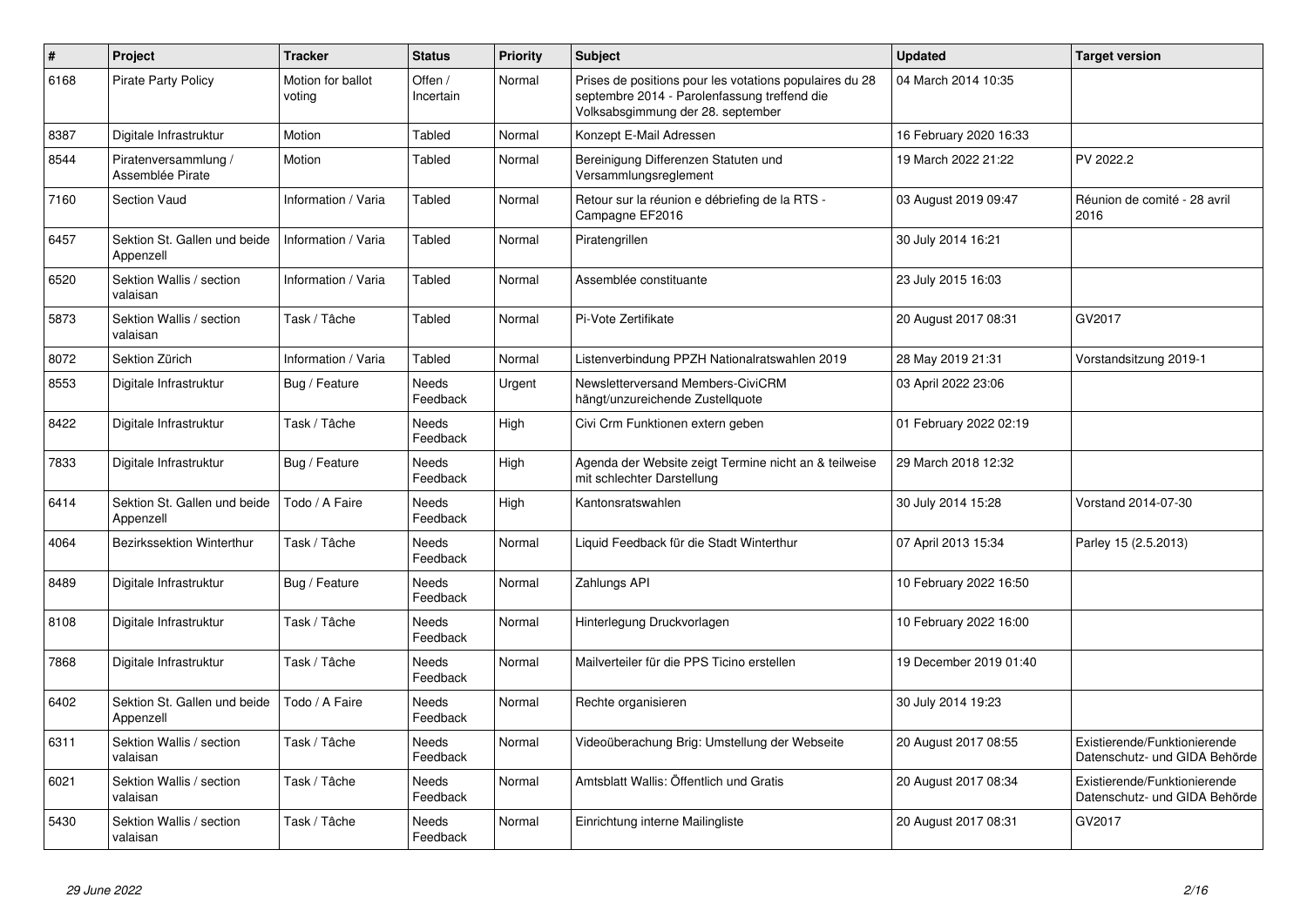| # | Project | Tracker | Status | Priority | Subject | Updated | Target version |
|---|---|---|---|---|---|---|---|
| 6168 | Pirate Party Policy | Motion for ballot voting | Offen / Incertain | Normal | Prises de positions pour les votations populaires du 28 septembre 2014 - Parolenfassung treffend die Volksabsgimmung der 28. september | 04 March 2014 10:35 | |
| 8387 | Digitale Infrastruktur | Motion | Tabled | Normal | Konzept E-Mail Adressen | 16 February 2020 16:33 | |
| 8544 | Piratenversammlung / Assemblée Pirate | Motion | Tabled | Normal | Bereinigung Differenzen Statuten und Versammlungsreglement | 19 March 2022 21:22 | PV 2022.2 |
| 7160 | Section Vaud | Information / Varia | Tabled | Normal | Retour sur la réunion e débriefing de la RTS - Campagne EF2016 | 03 August 2019 09:47 | Réunion de comité - 28 avril 2016 |
| 6457 | Sektion St. Gallen und beide Appenzell | Information / Varia | Tabled | Normal | Piratengrillen | 30 July 2014 16:21 | |
| 6520 | Sektion Wallis / section valaisan | Information / Varia | Tabled | Normal | Assemblée constituante | 23 July 2015 16:03 | |
| 5873 | Sektion Wallis / section valaisan | Task / Tâche | Tabled | Normal | Pi-Vote Zertifikate | 20 August 2017 08:31 | GV2017 |
| 8072 | Sektion Zürich | Information / Varia | Tabled | Normal | Listenverbindung PPZH Nationalratswahlen 2019 | 28 May 2019 21:31 | Vorstandsitzung 2019-1 |
| 8553 | Digitale Infrastruktur | Bug / Feature | Needs Feedback | Urgent | Newsletterversand Members-CiviCRM hängt/unzureichende Zustellquote | 03 April 2022 23:06 | |
| 8422 | Digitale Infrastruktur | Task / Tâche | Needs Feedback | High | Civi Crm Funktionen extern geben | 01 February 2022 02:19 | |
| 7833 | Digitale Infrastruktur | Bug / Feature | Needs Feedback | High | Agenda der Website zeigt Termine nicht an & teilweise mit schlechter Darstellung | 29 March 2018 12:32 | |
| 6414 | Sektion St. Gallen und beide Appenzell | Todo / A Faire | Needs Feedback | High | Kantonsratswahlen | 30 July 2014 15:28 | Vorstand 2014-07-30 |
| 4064 | Bezirkssektion Winterthur | Task / Tâche | Needs Feedback | Normal | Liquid Feedback für die Stadt Winterthur | 07 April 2013 15:34 | Parley 15 (2.5.2013) |
| 8489 | Digitale Infrastruktur | Bug / Feature | Needs Feedback | Normal | Zahlungs API | 10 February 2022 16:50 | |
| 8108 | Digitale Infrastruktur | Task / Tâche | Needs Feedback | Normal | Hinterlegung Druckvorlagen | 10 February 2022 16:00 | |
| 7868 | Digitale Infrastruktur | Task / Tâche | Needs Feedback | Normal | Mailverteiler für die PPS Ticino erstellen | 19 December 2019 01:40 | |
| 6402 | Sektion St. Gallen und beide Appenzell | Todo / A Faire | Needs Feedback | Normal | Rechte organisieren | 30 July 2014 19:23 | |
| 6311 | Sektion Wallis / section valaisan | Task / Tâche | Needs Feedback | Normal | Videoüberachung Brig: Umstellung der Webseite | 20 August 2017 08:55 | Existierende/Funktionierende Datenschutz- und GIDA Behörde |
| 6021 | Sektion Wallis / section valaisan | Task / Tâche | Needs Feedback | Normal | Amtsblatt Wallis: Öffentlich und Gratis | 20 August 2017 08:34 | Existierende/Funktionierende Datenschutz- und GIDA Behörde |
| 5430 | Sektion Wallis / section valaisan | Task / Tâche | Needs Feedback | Normal | Einrichtung interne Mailingliste | 20 August 2017 08:31 | GV2017 |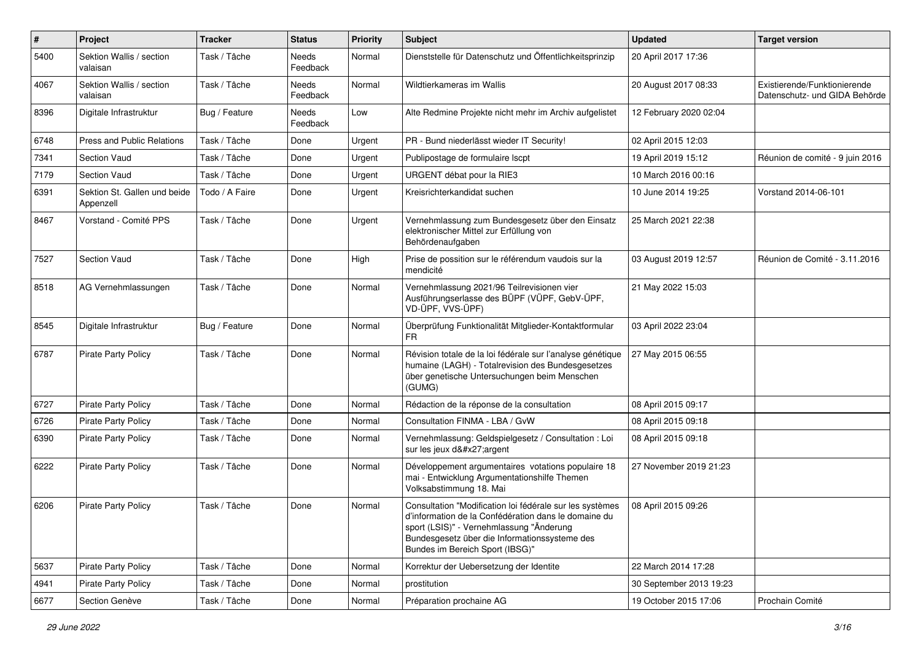| # | Project | Tracker | Status | Priority | Subject | Updated | Target version |
|---|---|---|---|---|---|---|---|
| 5400 | Sektion Wallis / section valaisan | Task / Tâche | Needs Feedback | Normal | Dienststelle für Datenschutz und Öffentlichkeitsprinzip | 20 April 2017 17:36 | |
| 4067 | Sektion Wallis / section valaisan | Task / Tâche | Needs Feedback | Normal | Wildtierkameras im Wallis | 20 August 2017 08:33 | Existierende/Funktionierende Datenschutz- und GIDA Behörde |
| 8396 | Digitale Infrastruktur | Bug / Feature | Needs Feedback | Low | Alte Redmine Projekte nicht mehr im Archiv aufgelistet | 12 February 2020 02:04 | |
| 6748 | Press and Public Relations | Task / Tâche | Done | Urgent | PR - Bund niederlässt wieder IT Security! | 02 April 2015 12:03 | |
| 7341 | Section Vaud | Task / Tâche | Done | Urgent | Publipostage de formulaire lscpt | 19 April 2019 15:12 | Réunion de comité - 9 juin 2016 |
| 7179 | Section Vaud | Task / Tâche | Done | Urgent | URGENT débat pour la RIE3 | 10 March 2016 00:16 | |
| 6391 | Sektion St. Gallen und beide Appenzell | Todo / A Faire | Done | Urgent | Kreisrichterkandidat suchen | 10 June 2014 19:25 | Vorstand 2014-06-101 |
| 8467 | Vorstand - Comité PPS | Task / Tâche | Done | Urgent | Vernehmlassung zum Bundesgesetz über den Einsatz elektronischer Mittel zur Erfüllung von Behördenaufgaben | 25 March 2021 22:38 | |
| 7527 | Section Vaud | Task / Tâche | Done | High | Prise de possition sur le référendum vaudois sur la mendicité | 03 August 2019 12:57 | Réunion de Comité - 3.11.2016 |
| 8518 | AG Vernehmlassungen | Task / Tâche | Done | Normal | Vernehmlassung 2021/96 Teilrevisionen vier Ausführungserlasse des BÜPF (VÜPF, GebV-ÜPF, VD-ÜPF, VVS-ÜPF) | 21 May 2022 15:03 | |
| 8545 | Digitale Infrastruktur | Bug / Feature | Done | Normal | Überprüfung Funktionalität Mitglieder-Kontaktformular FR | 03 April 2022 23:04 | |
| 6787 | Pirate Party Policy | Task / Tâche | Done | Normal | Révision totale de la loi fédérale sur l'analyse génétique humaine (LAGH) - Totalrevision des Bundesgesetzes über genetische Untersuchungen beim Menschen (GUMG) | 27 May 2015 06:55 | |
| 6727 | Pirate Party Policy | Task / Tâche | Done | Normal | Rédaction de la réponse de la consultation | 08 April 2015 09:17 | |
| 6726 | Pirate Party Policy | Task / Tâche | Done | Normal | Consultation FINMA - LBA / GvW | 08 April 2015 09:18 | |
| 6390 | Pirate Party Policy | Task / Tâche | Done | Normal | Vernehmlassung: Geldspielgesetz / Consultation : Loi sur les jeux d&#x27;argent | 08 April 2015 09:18 | |
| 6222 | Pirate Party Policy | Task / Tâche | Done | Normal | Développement argumentaires votations populaire 18 mai - Entwicklung Argumentationshilfe Themen Volksabstimmung 18. Mai | 27 November 2019 21:23 | |
| 6206 | Pirate Party Policy | Task / Tâche | Done | Normal | Consultation "Modification loi fédérale sur les systèmes d'information de la Confédération dans le domaine du sport (LSIS)" - Vernehmlassung "Änderung Bundesgesetz über die Informationssysteme des Bundes im Bereich Sport (IBSG)" | 08 April 2015 09:26 | |
| 5637 | Pirate Party Policy | Task / Tâche | Done | Normal | Korrektur der Uebersetzung der Identite | 22 March 2014 17:28 | |
| 4941 | Pirate Party Policy | Task / Tâche | Done | Normal | prostitution | 30 September 2013 19:23 | |
| 6677 | Section Genève | Task / Tâche | Done | Normal | Préparation prochaine AG | 19 October 2015 17:06 | Prochain Comité |

*29 June 2022*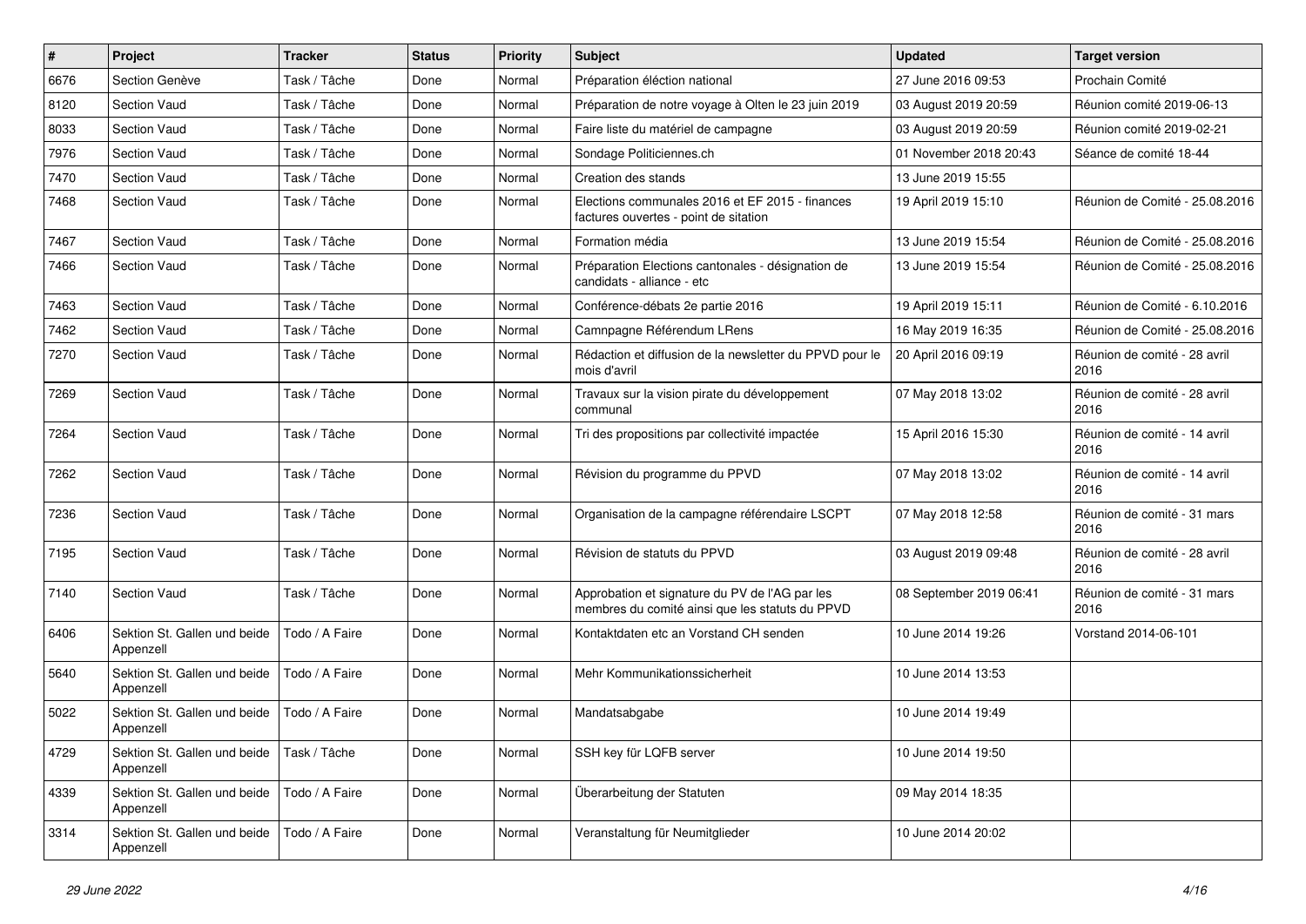| # | Project | Tracker | Status | Priority | Subject | Updated | Target version |
|---|---|---|---|---|---|---|---|
| 6676 | Section Genève | Task / Tâche | Done | Normal | Préparation éléction national | 27 June 2016 09:53 | Prochain Comité |
| 8120 | Section Vaud | Task / Tâche | Done | Normal | Préparation de notre voyage à Olten le 23 juin 2019 | 03 August 2019 20:59 | Réunion comité 2019-06-13 |
| 8033 | Section Vaud | Task / Tâche | Done | Normal | Faire liste du matériel de campagne | 03 August 2019 20:59 | Réunion comité 2019-02-21 |
| 7976 | Section Vaud | Task / Tâche | Done | Normal | Sondage Politiciennes.ch | 01 November 2018 20:43 | Séance de comité 18-44 |
| 7470 | Section Vaud | Task / Tâche | Done | Normal | Creation des stands | 13 June 2019 15:55 | |
| 7468 | Section Vaud | Task / Tâche | Done | Normal | Elections communales 2016 et EF 2015 - finances factures ouvertes - point de sitation | 19 April 2019 15:10 | Réunion de Comité - 25.08.2016 |
| 7467 | Section Vaud | Task / Tâche | Done | Normal | Formation média | 13 June 2019 15:54 | Réunion de Comité - 25.08.2016 |
| 7466 | Section Vaud | Task / Tâche | Done | Normal | Préparation Elections cantonales - désignation de candidats - alliance - etc | 13 June 2019 15:54 | Réunion de Comité - 25.08.2016 |
| 7463 | Section Vaud | Task / Tâche | Done | Normal | Conférence-débats 2e partie 2016 | 19 April 2019 15:11 | Réunion de Comité - 6.10.2016 |
| 7462 | Section Vaud | Task / Tâche | Done | Normal | Camnpagne Référendum LRens | 16 May 2019 16:35 | Réunion de Comité - 25.08.2016 |
| 7270 | Section Vaud | Task / Tâche | Done | Normal | Rédaction et diffusion de la newsletter du PPVD pour le mois d'avril | 20 April 2016 09:19 | Réunion de comité - 28 avril 2016 |
| 7269 | Section Vaud | Task / Tâche | Done | Normal | Travaux sur la vision pirate du développement communal | 07 May 2018 13:02 | Réunion de comité - 28 avril 2016 |
| 7264 | Section Vaud | Task / Tâche | Done | Normal | Tri des propositions par collectivité impactée | 15 April 2016 15:30 | Réunion de comité - 14 avril 2016 |
| 7262 | Section Vaud | Task / Tâche | Done | Normal | Révision du programme du PPVD | 07 May 2018 13:02 | Réunion de comité - 14 avril 2016 |
| 7236 | Section Vaud | Task / Tâche | Done | Normal | Organisation de la campagne référendaire LSCPT | 07 May 2018 12:58 | Réunion de comité - 31 mars 2016 |
| 7195 | Section Vaud | Task / Tâche | Done | Normal | Révision de statuts du PPVD | 03 August 2019 09:48 | Réunion de comité - 28 avril 2016 |
| 7140 | Section Vaud | Task / Tâche | Done | Normal | Approbation et signature du PV de l'AG par les membres du comité ainsi que les statuts du PPVD | 08 September 2019 06:41 | Réunion de comité - 31 mars 2016 |
| 6406 | Sektion St. Gallen und beide Appenzell | Todo / A Faire | Done | Normal | Kontaktdaten etc an Vorstand CH senden | 10 June 2014 19:26 | Vorstand 2014-06-101 |
| 5640 | Sektion St. Gallen und beide Appenzell | Todo / A Faire | Done | Normal | Mehr Kommunikationssicherheit | 10 June 2014 13:53 | |
| 5022 | Sektion St. Gallen und beide Appenzell | Todo / A Faire | Done | Normal | Mandatsabgabe | 10 June 2014 19:49 | |
| 4729 | Sektion St. Gallen und beide Appenzell | Task / Tâche | Done | Normal | SSH key für LQFB server | 10 June 2014 19:50 | |
| 4339 | Sektion St. Gallen und beide Appenzell | Todo / A Faire | Done | Normal | Überarbeitung der Statuten | 09 May 2014 18:35 | |
| 3314 | Sektion St. Gallen und beide Appenzell | Todo / A Faire | Done | Normal | Veranstaltung für Neumitglieder | 10 June 2014 20:02 | |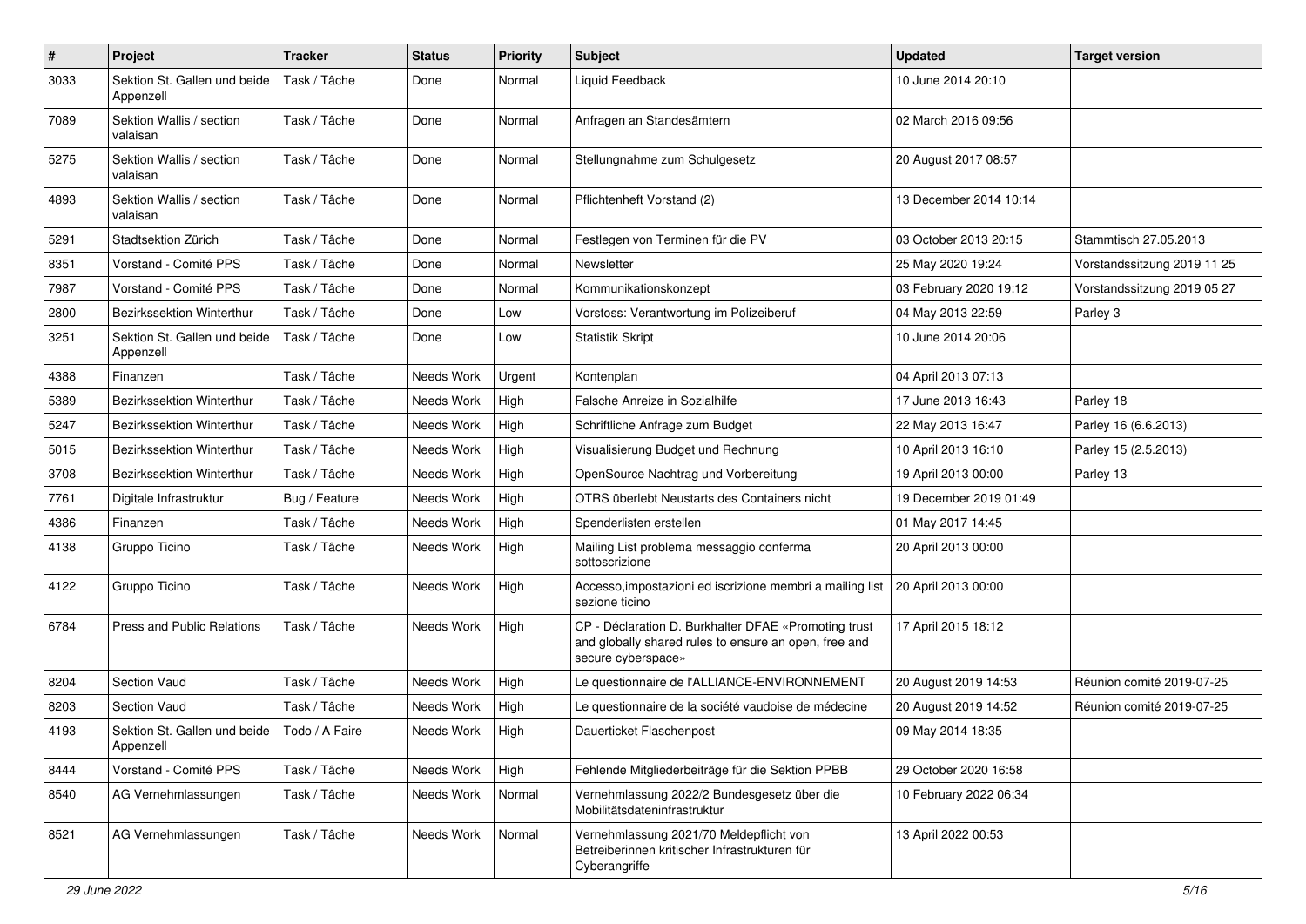| # | Project | Tracker | Status | Priority | Subject | Updated | Target version |
|---|---|---|---|---|---|---|---|
| 3033 | Sektion St. Gallen und beide Appenzell | Task / Tâche | Done | Normal | Liquid Feedback | 10 June 2014 20:10 | |
| 7089 | Sektion Wallis / section valaisan | Task / Tâche | Done | Normal | Anfragen an Standesämtern | 02 March 2016 09:56 | |
| 5275 | Sektion Wallis / section valaisan | Task / Tâche | Done | Normal | Stellungnahme zum Schulgesetz | 20 August 2017 08:57 | |
| 4893 | Sektion Wallis / section valaisan | Task / Tâche | Done | Normal | Pflichtenheft Vorstand (2) | 13 December 2014 10:14 | |
| 5291 | Stadtsektion Zürich | Task / Tâche | Done | Normal | Festlegen von Terminen für die PV | 03 October 2013 20:15 | Stammtisch 27.05.2013 |
| 8351 | Vorstand - Comité PPS | Task / Tâche | Done | Normal | Newsletter | 25 May 2020 19:24 | Vorstandssitzung 2019 11 25 |
| 7987 | Vorstand - Comité PPS | Task / Tâche | Done | Normal | Kommunikationskonzept | 03 February 2020 19:12 | Vorstandssitzung 2019 05 27 |
| 2800 | Bezirkssektion Winterthur | Task / Tâche | Done | Low | Vorstoss: Verantwortung im Polizeiberuf | 04 May 2013 22:59 | Parley 3 |
| 3251 | Sektion St. Gallen und beide Appenzell | Task / Tâche | Done | Low | Statistik Skript | 10 June 2014 20:06 | |
| 4388 | Finanzen | Task / Tâche | Needs Work | Urgent | Kontenplan | 04 April 2013 07:13 | |
| 5389 | Bezirkssektion Winterthur | Task / Tâche | Needs Work | High | Falsche Anreize in Sozialhilfe | 17 June 2013 16:43 | Parley 18 |
| 5247 | Bezirkssektion Winterthur | Task / Tâche | Needs Work | High | Schriftliche Anfrage zum Budget | 22 May 2013 16:47 | Parley 16 (6.6.2013) |
| 5015 | Bezirkssektion Winterthur | Task / Tâche | Needs Work | High | Visualisierung Budget und Rechnung | 10 April 2013 16:10 | Parley 15 (2.5.2013) |
| 3708 | Bezirkssektion Winterthur | Task / Tâche | Needs Work | High | OpenSource Nachtrag und Vorbereitung | 19 April 2013 00:00 | Parley 13 |
| 7761 | Digitale Infrastruktur | Bug / Feature | Needs Work | High | OTRS überlebt Neustarts des Containers nicht | 19 December 2019 01:49 | |
| 4386 | Finanzen | Task / Tâche | Needs Work | High | Spenderlisten erstellen | 01 May 2017 14:45 | |
| 4138 | Gruppo Ticino | Task / Tâche | Needs Work | High | Mailing List problema messaggio conferma sottoscrizione | 20 April 2013 00:00 | |
| 4122 | Gruppo Ticino | Task / Tâche | Needs Work | High | Accesso,impostazioni ed iscrizione membri a mailing list sezione ticino | 20 April 2013 00:00 | |
| 6784 | Press and Public Relations | Task / Tâche | Needs Work | High | CP - Déclaration D. Burkhalter DFAE «Promoting trust and globally shared rules to ensure an open, free and secure cyberspace» | 17 April 2015 18:12 | |
| 8204 | Section Vaud | Task / Tâche | Needs Work | High | Le questionnaire de l'ALLIANCE-ENVIRONNEMENT | 20 August 2019 14:53 | Réunion comité 2019-07-25 |
| 8203 | Section Vaud | Task / Tâche | Needs Work | High | Le questionnaire de la société vaudoise de médecine | 20 August 2019 14:52 | Réunion comité 2019-07-25 |
| 4193 | Sektion St. Gallen und beide Appenzell | Todo / A Faire | Needs Work | High | Dauerticket Flaschenpost | 09 May 2014 18:35 | |
| 8444 | Vorstand - Comité PPS | Task / Tâche | Needs Work | High | Fehlende Mitgliederbeiträge für die Sektion PPBB | 29 October 2020 16:58 | |
| 8540 | AG Vernehmlassungen | Task / Tâche | Needs Work | Normal | Vernehmlassung 2022/2 Bundesgesetz über die Mobilitätsdateninfrastruktur | 10 February 2022 06:34 | |
| 8521 | AG Vernehmlassungen | Task / Tâche | Needs Work | Normal | Vernehmlassung 2021/70 Meldepflicht von Betreiberinnen kritischer Infrastrukturen für Cyberangriffe | 13 April 2022 00:53 | |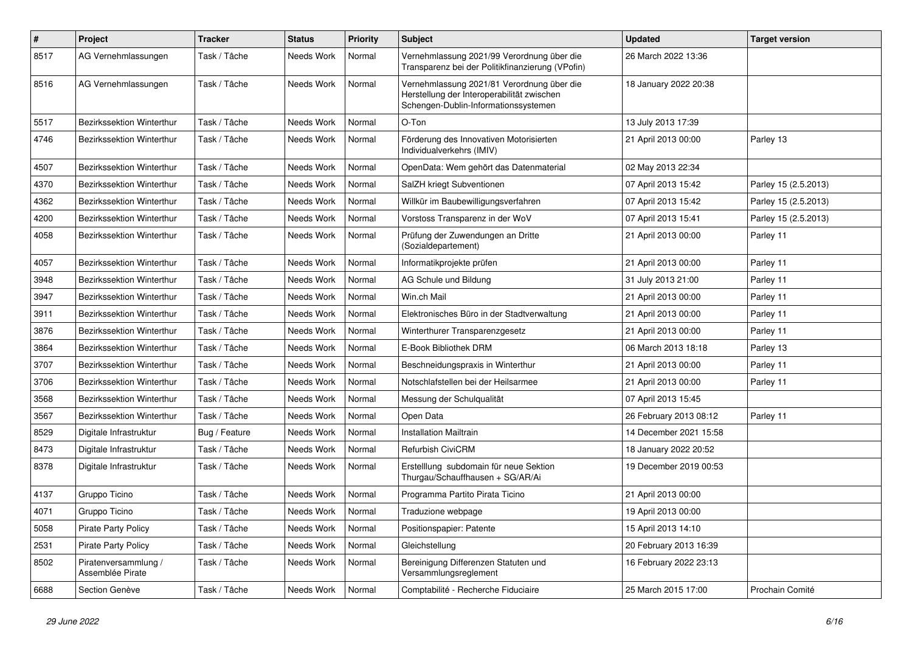| # | Project | Tracker | Status | Priority | Subject | Updated | Target version |
|---|---|---|---|---|---|---|---|
| 8517 | AG Vernehmlassungen | Task / Tâche | Needs Work | Normal | Vernehmlassung 2021/99 Verordnung über die Transparenz bei der Politikfinanzierung (VPofin) | 26 March 2022 13:36 | |
| 8516 | AG Vernehmlassungen | Task / Tâche | Needs Work | Normal | Vernehmlassung 2021/81 Verordnung über die Herstellung der Interoperabilität zwischen Schengen-Dublin-Informationssystemen | 18 January 2022 20:38 | |
| 5517 | Bezirkssektion Winterthur | Task / Tâche | Needs Work | Normal | O-Ton | 13 July 2013 17:39 | |
| 4746 | Bezirkssektion Winterthur | Task / Tâche | Needs Work | Normal | Förderung des Innovativen Motorisierten Individualverkehrs (IMIV) | 21 April 2013 00:00 | Parley 13 |
| 4507 | Bezirkssektion Winterthur | Task / Tâche | Needs Work | Normal | OpenData: Wem gehört das Datenmaterial | 02 May 2013 22:34 | |
| 4370 | Bezirkssektion Winterthur | Task / Tâche | Needs Work | Normal | SalZH kriegt Subventionen | 07 April 2013 15:42 | Parley 15 (2.5.2013) |
| 4362 | Bezirkssektion Winterthur | Task / Tâche | Needs Work | Normal | Willkür im Baubewilligungsverfahren | 07 April 2013 15:42 | Parley 15 (2.5.2013) |
| 4200 | Bezirkssektion Winterthur | Task / Tâche | Needs Work | Normal | Vorstoss Transparenz in der WoV | 07 April 2013 15:41 | Parley 15 (2.5.2013) |
| 4058 | Bezirkssektion Winterthur | Task / Tâche | Needs Work | Normal | Prüfung der Zuwendungen an Dritte (Sozialdepartement) | 21 April 2013 00:00 | Parley 11 |
| 4057 | Bezirkssektion Winterthur | Task / Tâche | Needs Work | Normal | Informatikprojekte prüfen | 21 April 2013 00:00 | Parley 11 |
| 3948 | Bezirkssektion Winterthur | Task / Tâche | Needs Work | Normal | AG Schule und Bildung | 31 July 2013 21:00 | Parley 11 |
| 3947 | Bezirkssektion Winterthur | Task / Tâche | Needs Work | Normal | Win.ch Mail | 21 April 2013 00:00 | Parley 11 |
| 3911 | Bezirkssektion Winterthur | Task / Tâche | Needs Work | Normal | Elektronisches Büro in der Stadtverwaltung | 21 April 2013 00:00 | Parley 11 |
| 3876 | Bezirkssektion Winterthur | Task / Tâche | Needs Work | Normal | Winterthurer Transparenzgesetz | 21 April 2013 00:00 | Parley 11 |
| 3864 | Bezirkssektion Winterthur | Task / Tâche | Needs Work | Normal | E-Book Bibliothek DRM | 06 March 2013 18:18 | Parley 13 |
| 3707 | Bezirkssektion Winterthur | Task / Tâche | Needs Work | Normal | Beschneidungspraxis in Winterthur | 21 April 2013 00:00 | Parley 11 |
| 3706 | Bezirkssektion Winterthur | Task / Tâche | Needs Work | Normal | Notschlafstellen bei der Heilsarmee | 21 April 2013 00:00 | Parley 11 |
| 3568 | Bezirkssektion Winterthur | Task / Tâche | Needs Work | Normal | Messung der Schulqualität | 07 April 2013 15:45 | |
| 3567 | Bezirkssektion Winterthur | Task / Tâche | Needs Work | Normal | Open Data | 26 February 2013 08:12 | Parley 11 |
| 8529 | Digitale Infrastruktur | Bug / Feature | Needs Work | Normal | Installation Mailtrain | 14 December 2021 15:58 | |
| 8473 | Digitale Infrastruktur | Task / Tâche | Needs Work | Normal | Refurbish CiviCRM | 18 January 2022 20:52 | |
| 8378 | Digitale Infrastruktur | Task / Tâche | Needs Work | Normal | Erstelllung subdomain für neue Sektion Thurgau/Schauffhausen + SG/AR/Ai | 19 December 2019 00:53 | |
| 4137 | Gruppo Ticino | Task / Tâche | Needs Work | Normal | Programma Partito Pirata Ticino | 21 April 2013 00:00 | |
| 4071 | Gruppo Ticino | Task / Tâche | Needs Work | Normal | Traduzione webpage | 19 April 2013 00:00 | |
| 5058 | Pirate Party Policy | Task / Tâche | Needs Work | Normal | Positionspapier: Patente | 15 April 2013 14:10 | |
| 2531 | Pirate Party Policy | Task / Tâche | Needs Work | Normal | Gleichstellung | 20 February 2013 16:39 | |
| 8502 | Piratenversammlung / Assemblée Pirate | Task / Tâche | Needs Work | Normal | Bereinigung Differenzen Statuten und Versammlungsreglement | 16 February 2022 23:13 | |
| 6688 | Section Genève | Task / Tâche | Needs Work | Normal | Comptabilité - Recherche Fiduciaire | 25 March 2015 17:00 | Prochain Comité |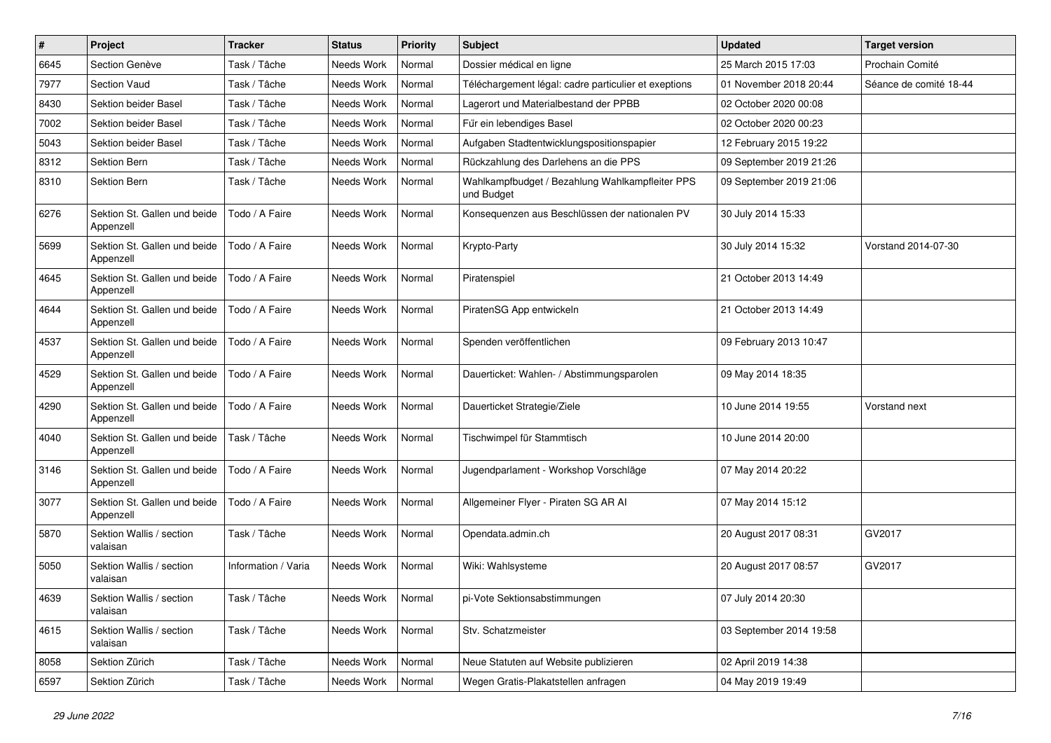| # | Project | Tracker | Status | Priority | Subject | Updated | Target version |
|---|---|---|---|---|---|---|---|
| 6645 | Section Genève | Task / Tâche | Needs Work | Normal | Dossier médical en ligne | 25 March 2015 17:03 | Prochain Comité |
| 7977 | Section Vaud | Task / Tâche | Needs Work | Normal | Téléchargement légal: cadre particulier et exeptions | 01 November 2018 20:44 | Séance de comité 18-44 |
| 8430 | Sektion beider Basel | Task / Tâche | Needs Work | Normal | Lagerort und Materialbestand der PPBB | 02 October 2020 00:08 | |
| 7002 | Sektion beider Basel | Task / Tâche | Needs Work | Normal | Für ein lebendiges Basel | 02 October 2020 00:23 | |
| 5043 | Sektion beider Basel | Task / Tâche | Needs Work | Normal | Aufgaben Stadtentwicklungspositionspapier | 12 February 2015 19:22 | |
| 8312 | Sektion Bern | Task / Tâche | Needs Work | Normal | Rückzahlung des Darlehens an die PPS | 09 September 2019 21:26 | |
| 8310 | Sektion Bern | Task / Tâche | Needs Work | Normal | Wahlkampfbudget / Bezahlung Wahlkampfleiter PPS und Budget | 09 September 2019 21:06 | |
| 6276 | Sektion St. Gallen und beide Appenzell | Todo / A Faire | Needs Work | Normal | Konsequenzen aus Beschlüssen der nationalen PV | 30 July 2014 15:33 | |
| 5699 | Sektion St. Gallen und beide Appenzell | Todo / A Faire | Needs Work | Normal | Krypto-Party | 30 July 2014 15:32 | Vorstand 2014-07-30 |
| 4645 | Sektion St. Gallen und beide Appenzell | Todo / A Faire | Needs Work | Normal | Piratenspiel | 21 October 2013 14:49 | |
| 4644 | Sektion St. Gallen und beide Appenzell | Todo / A Faire | Needs Work | Normal | PiratenSG App entwickeln | 21 October 2013 14:49 | |
| 4537 | Sektion St. Gallen und beide Appenzell | Todo / A Faire | Needs Work | Normal | Spenden veröffentlichen | 09 February 2013 10:47 | |
| 4529 | Sektion St. Gallen und beide Appenzell | Todo / A Faire | Needs Work | Normal | Dauerticket: Wahlen- / Abstimmungsparolen | 09 May 2014 18:35 | |
| 4290 | Sektion St. Gallen und beide Appenzell | Todo / A Faire | Needs Work | Normal | Dauerticket Strategie/Ziele | 10 June 2014 19:55 | Vorstand next |
| 4040 | Sektion St. Gallen und beide Appenzell | Task / Tâche | Needs Work | Normal | Tischwimpel für Stammtisch | 10 June 2014 20:00 | |
| 3146 | Sektion St. Gallen und beide Appenzell | Todo / A Faire | Needs Work | Normal | Jugendparlament - Workshop Vorschläge | 07 May 2014 20:22 | |
| 3077 | Sektion St. Gallen und beide Appenzell | Todo / A Faire | Needs Work | Normal | Allgemeiner Flyer - Piraten SG AR AI | 07 May 2014 15:12 | |
| 5870 | Sektion Wallis / section valaisan | Task / Tâche | Needs Work | Normal | Opendata.admin.ch | 20 August 2017 08:31 | GV2017 |
| 5050 | Sektion Wallis / section valaisan | Information / Varia | Needs Work | Normal | Wiki: Wahlsysteme | 20 August 2017 08:57 | GV2017 |
| 4639 | Sektion Wallis / section valaisan | Task / Tâche | Needs Work | Normal | pi-Vote Sektionsabstimmungen | 07 July 2014 20:30 | |
| 4615 | Sektion Wallis / section valaisan | Task / Tâche | Needs Work | Normal | Stv. Schatzmeister | 03 September 2014 19:58 | |
| 8058 | Sektion Zürich | Task / Tâche | Needs Work | Normal | Neue Statuten auf Website publizieren | 02 April 2019 14:38 | |
| 6597 | Sektion Zürich | Task / Tâche | Needs Work | Normal | Wegen Gratis-Plakatstellen anfragen | 04 May 2019 19:49 | |

*29 June 2022*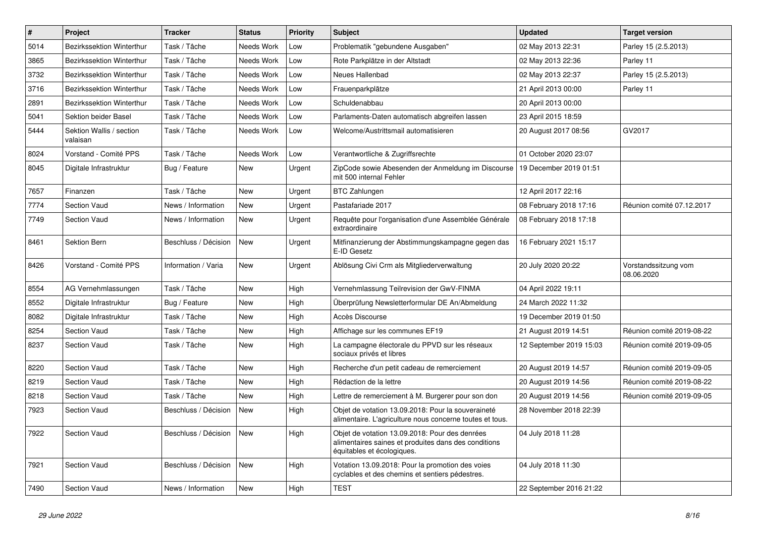| # | Project | Tracker | Status | Priority | Subject | Updated | Target version |
|---|---|---|---|---|---|---|---|
| 5014 | Bezirkssektion Winterthur | Task / Tâche | Needs Work | Low | Problematik "gebundene Ausgaben" | 02 May 2013 22:31 | Parley 15 (2.5.2013) |
| 3865 | Bezirkssektion Winterthur | Task / Tâche | Needs Work | Low | Rote Parkplätze in der Altstadt | 02 May 2013 22:36 | Parley 11 |
| 3732 | Bezirkssektion Winterthur | Task / Tâche | Needs Work | Low | Neues Hallenbad | 02 May 2013 22:37 | Parley 15 (2.5.2013) |
| 3716 | Bezirkssektion Winterthur | Task / Tâche | Needs Work | Low | Frauenparkplätze | 21 April 2013 00:00 | Parley 11 |
| 2891 | Bezirkssektion Winterthur | Task / Tâche | Needs Work | Low | Schuldenabbau | 20 April 2013 00:00 | |
| 5041 | Sektion beider Basel | Task / Tâche | Needs Work | Low | Parlaments-Daten automatisch abgreifen lassen | 23 April 2015 18:59 | |
| 5444 | Sektion Wallis / section valaisan | Task / Tâche | Needs Work | Low | Welcome/Austrittsmail automatisieren | 20 August 2017 08:56 | GV2017 |
| 8024 | Vorstand - Comité PPS | Task / Tâche | Needs Work | Low | Verantwortliche & Zugriffsrechte | 01 October 2020 23:07 | |
| 8045 | Digitale Infrastruktur | Bug / Feature | New | Urgent | ZipCode sowie Absenden der Anmeldung im Discourse mit 500 internal Fehler | 19 December 2019 01:51 | |
| 7657 | Finanzen | Task / Tâche | New | Urgent | BTC Zahlungen | 12 April 2017 22:16 | |
| 7774 | Section Vaud | News / Information | New | Urgent | Pastafariade 2017 | 08 February 2018 17:16 | Réunion comité 07.12.2017 |
| 7749 | Section Vaud | News / Information | New | Urgent | Requête pour l'organisation d'une Assemblée Générale extraordinaire | 08 February 2018 17:18 | |
| 8461 | Sektion Bern | Beschluss / Décision | New | Urgent | Mitfinanzierung der Abstimmungskampagne gegen das E-ID Gesetz | 16 February 2021 15:17 | |
| 8426 | Vorstand - Comité PPS | Information / Varia | New | Urgent | Ablösung Civi Crm als Mitgliederverwaltung | 20 July 2020 20:22 | Vorstandssitzung vom 08.06.2020 |
| 8554 | AG Vernehmlassungen | Task / Tâche | New | High | Vernehmlassung Teilrevision der GwV-FINMA | 04 April 2022 19:11 | |
| 8552 | Digitale Infrastruktur | Bug / Feature | New | High | Überprüfung Newsletterformular DE An/Abmeldung | 24 March 2022 11:32 | |
| 8082 | Digitale Infrastruktur | Task / Tâche | New | High | Accès Discourse | 19 December 2019 01:50 | |
| 8254 | Section Vaud | Task / Tâche | New | High | Affichage sur les communes EF19 | 21 August 2019 14:51 | Réunion comité 2019-08-22 |
| 8237 | Section Vaud | Task / Tâche | New | High | La campagne électorale du PPVD sur les réseaux sociaux privés et libres | 12 September 2019 15:03 | Réunion comité 2019-09-05 |
| 8220 | Section Vaud | Task / Tâche | New | High | Recherche d'un petit cadeau de remerciement | 20 August 2019 14:57 | Réunion comité 2019-09-05 |
| 8219 | Section Vaud | Task / Tâche | New | High | Rédaction de la lettre | 20 August 2019 14:56 | Réunion comité 2019-08-22 |
| 8218 | Section Vaud | Task / Tâche | New | High | Lettre de remerciement à M. Burgerer pour son don | 20 August 2019 14:56 | Réunion comité 2019-09-05 |
| 7923 | Section Vaud | Beschluss / Décision | New | High | Objet de votation 13.09.2018: Pour la souveraineté alimentaire. L'agriculture nous concerne toutes et tous. | 28 November 2018 22:39 | |
| 7922 | Section Vaud | Beschluss / Décision | New | High | Objet de votation 13.09.2018: Pour des denrées alimentaires saines et produites dans des conditions équitables et écologiques. | 04 July 2018 11:28 | |
| 7921 | Section Vaud | Beschluss / Décision | New | High | Votation 13.09.2018: Pour la promotion des voies cyclables et des chemins et sentiers pédestres. | 04 July 2018 11:30 | |
| 7490 | Section Vaud | News / Information | New | High | TEST | 22 September 2016 21:22 | |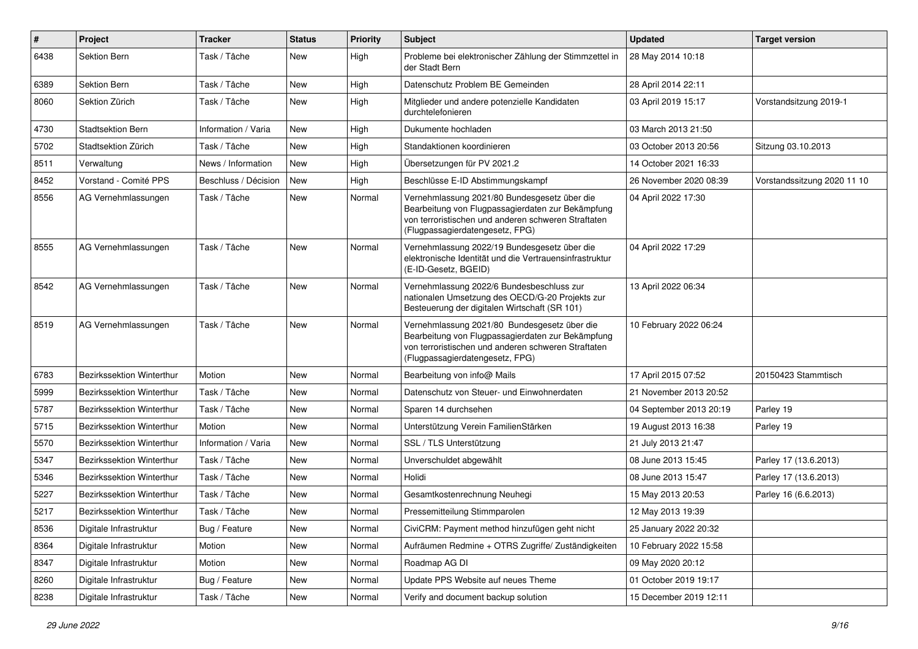| # | Project | Tracker | Status | Priority | Subject | Updated | Target version |
|---|---|---|---|---|---|---|---|
| 6438 | Sektion Bern | Task / Tâche | New | High | Probleme bei elektronischer Zählung der Stimmzettel in der Stadt Bern | 28 May 2014 10:18 | |
| 6389 | Sektion Bern | Task / Tâche | New | High | Datenschutz Problem BE Gemeinden | 28 April 2014 22:11 | |
| 8060 | Sektion Zürich | Task / Tâche | New | High | Mitglieder und andere potenzielle Kandidaten durchtelefonieren | 03 April 2019 15:17 | Vorstandsitzung 2019-1 |
| 4730 | Stadtsektion Bern | Information / Varia | New | High | Dukumente hochladen | 03 March 2013 21:50 | |
| 5702 | Stadtsektion Zürich | Task / Tâche | New | High | Standaktionen koordinieren | 03 October 2013 20:56 | Sitzung 03.10.2013 |
| 8511 | Verwaltung | News / Information | New | High | Übersetzungen für PV 2021.2 | 14 October 2021 16:33 | |
| 8452 | Vorstand - Comité PPS | Beschluss / Décision | New | High | Beschlüsse E-ID Abstimmungskampf | 26 November 2020 08:39 | Vorstandssitzung 2020 11 10 |
| 8556 | AG Vernehmlassungen | Task / Tâche | New | Normal | Vernehmlassung 2021/80 Bundesgesetz über die Bearbeitung von Flugpassagierdaten zur Bekämpfung von terroristischen und anderen schweren Straftaten (Flugpassagierdatengesetz, FPG) | 04 April 2022 17:30 | |
| 8555 | AG Vernehmlassungen | Task / Tâche | New | Normal | Vernehmlassung 2022/19 Bundesgesetz über die elektronische Identität und die Vertrauensinfrastruktur (E-ID-Gesetz, BGEID) | 04 April 2022 17:29 | |
| 8542 | AG Vernehmlassungen | Task / Tâche | New | Normal | Vernehmlassung 2022/6 Bundesbeschluss zur nationalen Umsetzung des OECD/G-20 Projekts zur Besteuerung der digitalen Wirtschaft (SR 101) | 13 April 2022 06:34 | |
| 8519 | AG Vernehmlassungen | Task / Tâche | New | Normal | Vernehmlassung 2021/80 Bundesgesetz über die Bearbeitung von Flugpassagierdaten zur Bekämpfung von terroristischen und anderen schweren Straftaten (Flugpassagierdatengesetz, FPG) | 10 February 2022 06:24 | |
| 6783 | Bezirkssektion Winterthur | Motion | New | Normal | Bearbeitung von info@ Mails | 17 April 2015 07:52 | 20150423 Stammtisch |
| 5999 | Bezirkssektion Winterthur | Task / Tâche | New | Normal | Datenschutz von Steuer- und Einwohnerdaten | 21 November 2013 20:52 | |
| 5787 | Bezirkssektion Winterthur | Task / Tâche | New | Normal | Sparen 14 durchsehen | 04 September 2013 20:19 | Parley 19 |
| 5715 | Bezirkssektion Winterthur | Motion | New | Normal | Unterstützung Verein FamilienStärken | 19 August 2013 16:38 | Parley 19 |
| 5570 | Bezirkssektion Winterthur | Information / Varia | New | Normal | SSL / TLS Unterstützung | 21 July 2013 21:47 | |
| 5347 | Bezirkssektion Winterthur | Task / Tâche | New | Normal | Unverschuldet abgewählt | 08 June 2013 15:45 | Parley 17 (13.6.2013) |
| 5346 | Bezirkssektion Winterthur | Task / Tâche | New | Normal | Holidi | 08 June 2013 15:47 | Parley 17 (13.6.2013) |
| 5227 | Bezirkssektion Winterthur | Task / Tâche | New | Normal | Gesamtkostenrechnung Neuhegi | 15 May 2013 20:53 | Parley 16 (6.6.2013) |
| 5217 | Bezirkssektion Winterthur | Task / Tâche | New | Normal | Pressemitteilung Stimmparolen | 12 May 2013 19:39 | |
| 8536 | Digitale Infrastruktur | Bug / Feature | New | Normal | CiviCRM: Payment method hinzufügen geht nicht | 25 January 2022 20:32 | |
| 8364 | Digitale Infrastruktur | Motion | New | Normal | Aufräumen Redmine + OTRS Zugriffe/ Zuständigkeiten | 10 February 2022 15:58 | |
| 8347 | Digitale Infrastruktur | Motion | New | Normal | Roadmap AG DI | 09 May 2020 20:12 | |
| 8260 | Digitale Infrastruktur | Bug / Feature | New | Normal | Update PPS Website auf neues Theme | 01 October 2019 19:17 | |
| 8238 | Digitale Infrastruktur | Task / Tâche | New | Normal | Verify and document backup solution | 15 December 2019 12:11 | |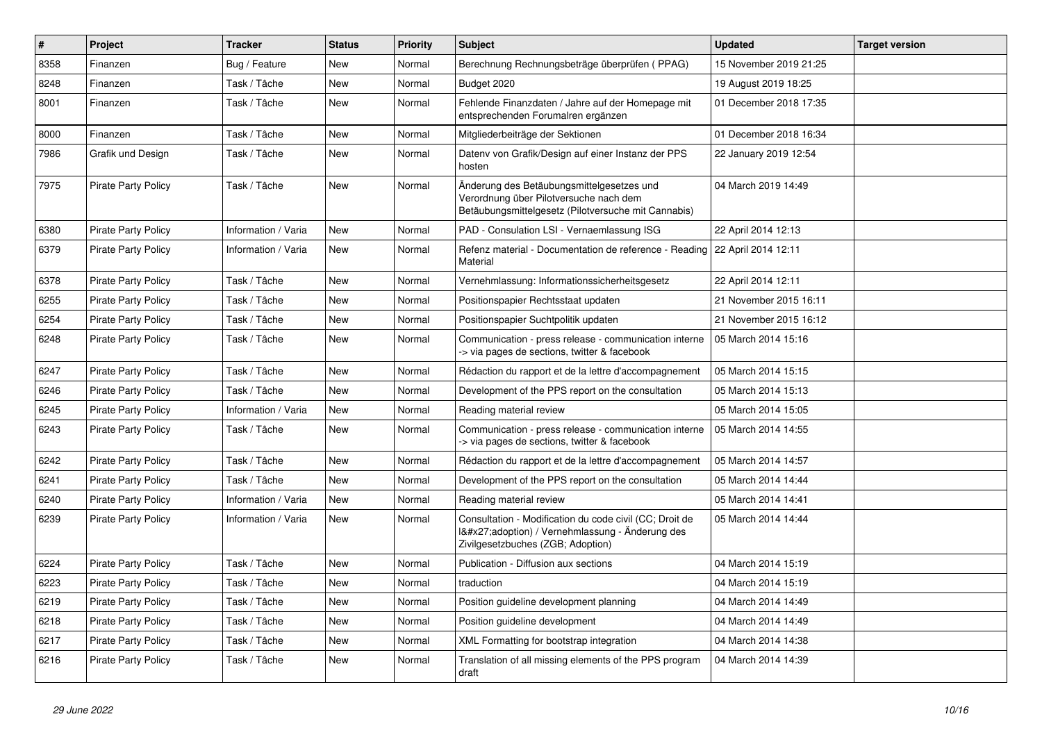| # | Project | Tracker | Status | Priority | Subject | Updated | Target version |
|---|---|---|---|---|---|---|---|
| 8358 | Finanzen | Bug / Feature | New | Normal | Berechnung Rechnungsbeträge überprüfen ( PPAG) | 15 November 2019 21:25 | |
| 8248 | Finanzen | Task / Tâche | New | Normal | Budget 2020 | 19 August 2019 18:25 | |
| 8001 | Finanzen | Task / Tâche | New | Normal | Fehlende Finanzdaten / Jahre auf der Homepage mit entsprechenden Forumalren ergänzen | 01 December 2018 17:35 | |
| 8000 | Finanzen | Task / Tâche | New | Normal | Mitgliederbeiträge der Sektionen | 01 December 2018 16:34 | |
| 7986 | Grafik und Design | Task / Tâche | New | Normal | Datenv von Grafik/Design auf einer Instanz der PPS hosten | 22 January 2019 12:54 | |
| 7975 | Pirate Party Policy | Task / Tâche | New | Normal | Änderung des Betäubungsmittelgesetzes und Verordnung über Pilotversuche nach dem Betäubungsmittelgesetz (Pilotversuche mit Cannabis) | 04 March 2019 14:49 | |
| 6380 | Pirate Party Policy | Information / Varia | New | Normal | PAD - Consulation LSI - Vernaemlassung ISG | 22 April 2014 12:13 | |
| 6379 | Pirate Party Policy | Information / Varia | New | Normal | Refenz material - Documentation de reference - Reading Material | 22 April 2014 12:11 | |
| 6378 | Pirate Party Policy | Task / Tâche | New | Normal | Vernehmlassung: Informationssicherheitsgesetz | 22 April 2014 12:11 | |
| 6255 | Pirate Party Policy | Task / Tâche | New | Normal | Positionspapier Rechtsstaat updaten | 21 November 2015 16:11 | |
| 6254 | Pirate Party Policy | Task / Tâche | New | Normal | Positionspapier Suchtpolitik updaten | 21 November 2015 16:12 | |
| 6248 | Pirate Party Policy | Task / Tâche | New | Normal | Communication - press release - communication interne -> via pages de sections, twitter & facebook | 05 March 2014 15:16 | |
| 6247 | Pirate Party Policy | Task / Tâche | New | Normal | Rédaction du rapport et de la lettre d'accompagnement | 05 March 2014 15:15 | |
| 6246 | Pirate Party Policy | Task / Tâche | New | Normal | Development of the PPS report on the consultation | 05 March 2014 15:13 | |
| 6245 | Pirate Party Policy | Information / Varia | New | Normal | Reading material review | 05 March 2014 15:05 | |
| 6243 | Pirate Party Policy | Task / Tâche | New | Normal | Communication - press release - communication interne -> via pages de sections, twitter & facebook | 05 March 2014 14:55 | |
| 6242 | Pirate Party Policy | Task / Tâche | New | Normal | Rédaction du rapport et de la lettre d'accompagnement | 05 March 2014 14:57 | |
| 6241 | Pirate Party Policy | Task / Tâche | New | Normal | Development of the PPS report on the consultation | 05 March 2014 14:44 | |
| 6240 | Pirate Party Policy | Information / Varia | New | Normal | Reading material review | 05 March 2014 14:41 | |
| 6239 | Pirate Party Policy | Information / Varia | New | Normal | Consultation - Modification du code civil (CC; Droit de l&#x27;adoption) / Vernehmlassung - Änderung des Zivilgesetzbuches (ZGB; Adoption) | 05 March 2014 14:44 | |
| 6224 | Pirate Party Policy | Task / Tâche | New | Normal | Publication - Diffusion aux sections | 04 March 2014 15:19 | |
| 6223 | Pirate Party Policy | Task / Tâche | New | Normal | traduction | 04 March 2014 15:19 | |
| 6219 | Pirate Party Policy | Task / Tâche | New | Normal | Position guideline development planning | 04 March 2014 14:49 | |
| 6218 | Pirate Party Policy | Task / Tâche | New | Normal | Position guideline development | 04 March 2014 14:49 | |
| 6217 | Pirate Party Policy | Task / Tâche | New | Normal | XML Formatting for bootstrap integration | 04 March 2014 14:38 | |
| 6216 | Pirate Party Policy | Task / Tâche | New | Normal | Translation of all missing elements of the PPS program draft | 04 March 2014 14:39 | |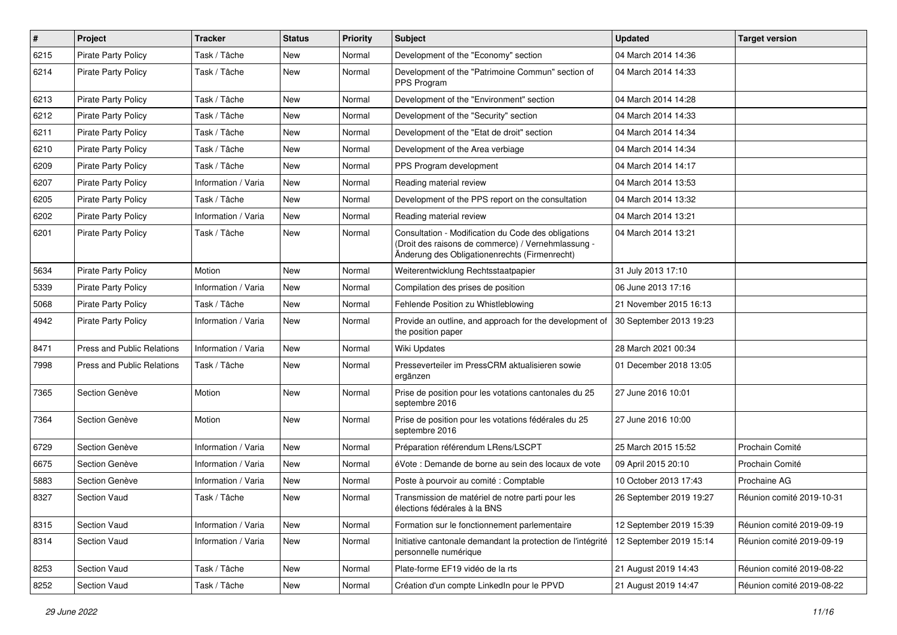| # | Project | Tracker | Status | Priority | Subject | Updated | Target version |
|---|---|---|---|---|---|---|---|
| 6215 | Pirate Party Policy | Task / Tâche | New | Normal | Development of the "Economy" section | 04 March 2014 14:36 | |
| 6214 | Pirate Party Policy | Task / Tâche | New | Normal | Development of the "Patrimoine Commun" section of PPS Program | 04 March 2014 14:33 | |
| 6213 | Pirate Party Policy | Task / Tâche | New | Normal | Development of the "Environment" section | 04 March 2014 14:28 | |
| 6212 | Pirate Party Policy | Task / Tâche | New | Normal | Development of the "Security" section | 04 March 2014 14:33 | |
| 6211 | Pirate Party Policy | Task / Tâche | New | Normal | Development of the "Etat de droit" section | 04 March 2014 14:34 | |
| 6210 | Pirate Party Policy | Task / Tâche | New | Normal | Development of the Area verbiage | 04 March 2014 14:34 | |
| 6209 | Pirate Party Policy | Task / Tâche | New | Normal | PPS Program development | 04 March 2014 14:17 | |
| 6207 | Pirate Party Policy | Information / Varia | New | Normal | Reading material review | 04 March 2014 13:53 | |
| 6205 | Pirate Party Policy | Task / Tâche | New | Normal | Development of the PPS report on the consultation | 04 March 2014 13:32 | |
| 6202 | Pirate Party Policy | Information / Varia | New | Normal | Reading material review | 04 March 2014 13:21 | |
| 6201 | Pirate Party Policy | Task / Tâche | New | Normal | Consultation - Modification du Code des obligations (Droit des raisons de commerce) / Vernehmlassung - Änderung des Obligationenrechts (Firmenrecht) | 04 March 2014 13:21 | |
| 5634 | Pirate Party Policy | Motion | New | Normal | Weiterentwicklung Rechtsstaatpapier | 31 July 2013 17:10 | |
| 5339 | Pirate Party Policy | Information / Varia | New | Normal | Compilation des prises de position | 06 June 2013 17:16 | |
| 5068 | Pirate Party Policy | Task / Tâche | New | Normal | Fehlende Position zu Whistleblowing | 21 November 2015 16:13 | |
| 4942 | Pirate Party Policy | Information / Varia | New | Normal | Provide an outline, and approach for the development of the position paper | 30 September 2013 19:23 | |
| 8471 | Press and Public Relations | Information / Varia | New | Normal | Wiki Updates | 28 March 2021 00:34 | |
| 7998 | Press and Public Relations | Task / Tâche | New | Normal | Presseverteiler im PressCRM aktualisieren sowie ergänzen | 01 December 2018 13:05 | |
| 7365 | Section Genève | Motion | New | Normal | Prise de position pour les votations cantonales du 25 septembre 2016 | 27 June 2016 10:01 | |
| 7364 | Section Genève | Motion | New | Normal | Prise de position pour les votations fédérales du 25 septembre 2016 | 27 June 2016 10:00 | |
| 6729 | Section Genève | Information / Varia | New | Normal | Préparation référendum LRens/LSCPT | 25 March 2015 15:52 | Prochain Comité |
| 6675 | Section Genève | Information / Varia | New | Normal | éVote : Demande de borne au sein des locaux de vote | 09 April 2015 20:10 | Prochain Comité |
| 5883 | Section Genève | Information / Varia | New | Normal | Poste à pourvoir au comité : Comptable | 10 October 2013 17:43 | Prochaine AG |
| 8327 | Section Vaud | Task / Tâche | New | Normal | Transmission de matériel de notre parti pour les élections fédérales à la BNS | 26 September 2019 19:27 | Réunion comité 2019-10-31 |
| 8315 | Section Vaud | Information / Varia | New | Normal | Formation sur le fonctionnement parlementaire | 12 September 2019 15:39 | Réunion comité 2019-09-19 |
| 8314 | Section Vaud | Information / Varia | New | Normal | Initiative cantonale demandant la protection de l'intégrité personnelle numérique | 12 September 2019 15:14 | Réunion comité 2019-09-19 |
| 8253 | Section Vaud | Task / Tâche | New | Normal | Plate-forme EF19 vidéo de la rts | 21 August 2019 14:43 | Réunion comité 2019-08-22 |
| 8252 | Section Vaud | Task / Tâche | New | Normal | Création d'un compte LinkedIn pour le PPVD | 21 August 2019 14:47 | Réunion comité 2019-08-22 |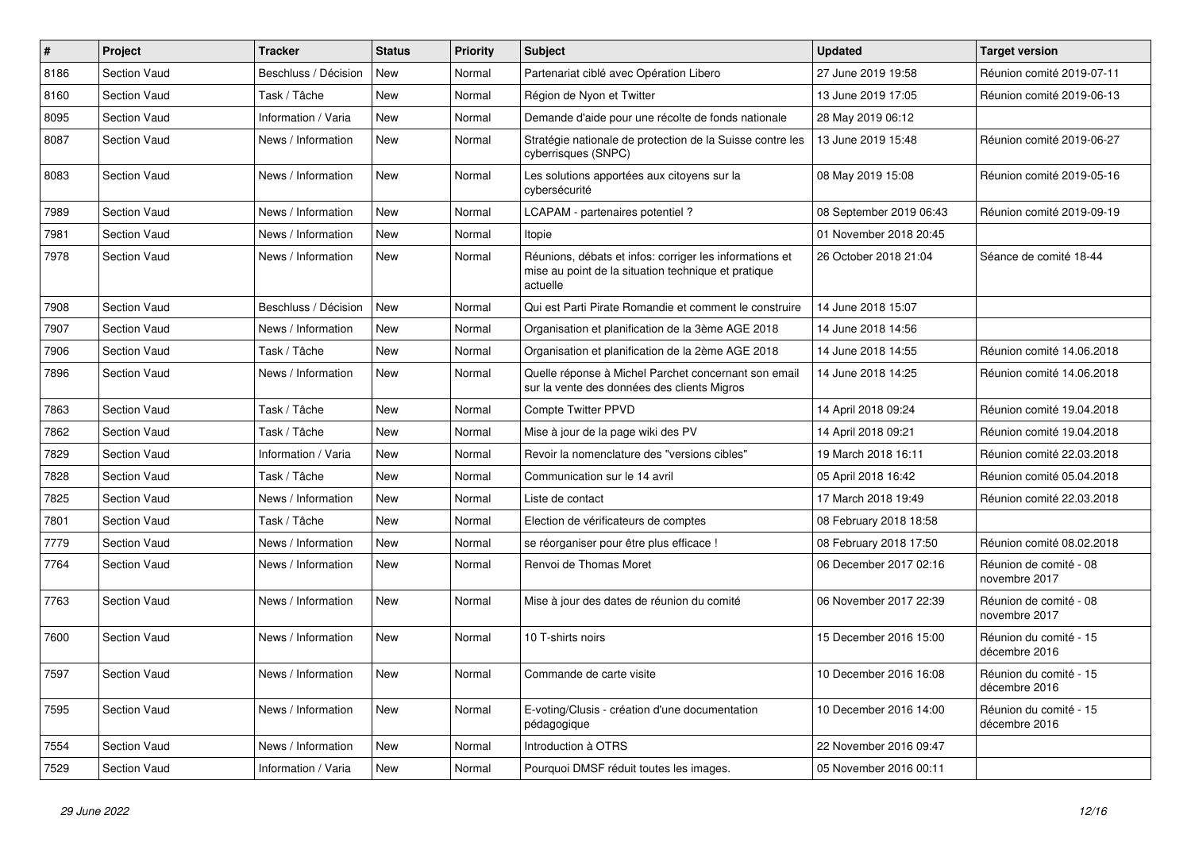| # | Project | Tracker | Status | Priority | Subject | Updated | Target version |
|---|---|---|---|---|---|---|---|
| 8186 | Section Vaud | Beschluss / Décision | New | Normal | Partenariat ciblé avec Opération Libero | 27 June 2019 19:58 | Réunion comité 2019-07-11 |
| 8160 | Section Vaud | Task / Tâche | New | Normal | Région de Nyon et Twitter | 13 June 2019 17:05 | Réunion comité 2019-06-13 |
| 8095 | Section Vaud | Information / Varia | New | Normal | Demande d'aide pour une récolte de fonds nationale | 28 May 2019 06:12 | |
| 8087 | Section Vaud | News / Information | New | Normal | Stratégie nationale de protection de la Suisse contre les cyberrisques (SNPC) | 13 June 2019 15:48 | Réunion comité 2019-06-27 |
| 8083 | Section Vaud | News / Information | New | Normal | Les solutions apportées aux citoyens sur la cybersécurité | 08 May 2019 15:08 | Réunion comité 2019-05-16 |
| 7989 | Section Vaud | News / Information | New | Normal | LCAPAM - partenaires potentiel ? | 08 September 2019 06:43 | Réunion comité 2019-09-19 |
| 7981 | Section Vaud | News / Information | New | Normal | Itopie | 01 November 2018 20:45 | |
| 7978 | Section Vaud | News / Information | New | Normal | Réunions, débats et infos: corriger les informations et mise au point de la situation technique et pratique actuelle | 26 October 2018 21:04 | Séance de comité 18-44 |
| 7908 | Section Vaud | Beschluss / Décision | New | Normal | Qui est Parti Pirate Romandie et comment le construire | 14 June 2018 15:07 | |
| 7907 | Section Vaud | News / Information | New | Normal | Organisation et planification de la 3ème AGE 2018 | 14 June 2018 14:56 | |
| 7906 | Section Vaud | Task / Tâche | New | Normal | Organisation et planification de la 2ème AGE 2018 | 14 June 2018 14:55 | Réunion comité 14.06.2018 |
| 7896 | Section Vaud | News / Information | New | Normal | Quelle réponse à Michel Parchet concernant son email sur la vente des données des clients Migros | 14 June 2018 14:25 | Réunion comité 14.06.2018 |
| 7863 | Section Vaud | Task / Tâche | New | Normal | Compte Twitter PPVD | 14 April 2018 09:24 | Réunion comité 19.04.2018 |
| 7862 | Section Vaud | Task / Tâche | New | Normal | Mise à jour de la page wiki des PV | 14 April 2018 09:21 | Réunion comité 19.04.2018 |
| 7829 | Section Vaud | Information / Varia | New | Normal | Revoir la nomenclature des "versions cibles" | 19 March 2018 16:11 | Réunion comité 22.03.2018 |
| 7828 | Section Vaud | Task / Tâche | New | Normal | Communication sur le 14 avril | 05 April 2018 16:42 | Réunion comité 05.04.2018 |
| 7825 | Section Vaud | News / Information | New | Normal | Liste de contact | 17 March 2018 19:49 | Réunion comité 22.03.2018 |
| 7801 | Section Vaud | Task / Tâche | New | Normal | Election de vérificateurs de comptes | 08 February 2018 18:58 | |
| 7779 | Section Vaud | News / Information | New | Normal | se réorganiser pour être plus efficace ! | 08 February 2018 17:50 | Réunion comité 08.02.2018 |
| 7764 | Section Vaud | News / Information | New | Normal | Renvoi de Thomas Moret | 06 December 2017 02:16 | Réunion de comité - 08 novembre 2017 |
| 7763 | Section Vaud | News / Information | New | Normal | Mise à jour des dates de réunion du comité | 06 November 2017 22:39 | Réunion de comité - 08 novembre 2017 |
| 7600 | Section Vaud | News / Information | New | Normal | 10 T-shirts noirs | 15 December 2016 15:00 | Réunion du comité - 15 décembre 2016 |
| 7597 | Section Vaud | News / Information | New | Normal | Commande de carte visite | 10 December 2016 16:08 | Réunion du comité - 15 décembre 2016 |
| 7595 | Section Vaud | News / Information | New | Normal | E-voting/Clusis - création d'une documentation pédagogique | 10 December 2016 14:00 | Réunion du comité - 15 décembre 2016 |
| 7554 | Section Vaud | News / Information | New | Normal | Introduction à OTRS | 22 November 2016 09:47 | |
| 7529 | Section Vaud | Information / Varia | New | Normal | Pourquoi DMSF réduit toutes les images. | 05 November 2016 00:11 | |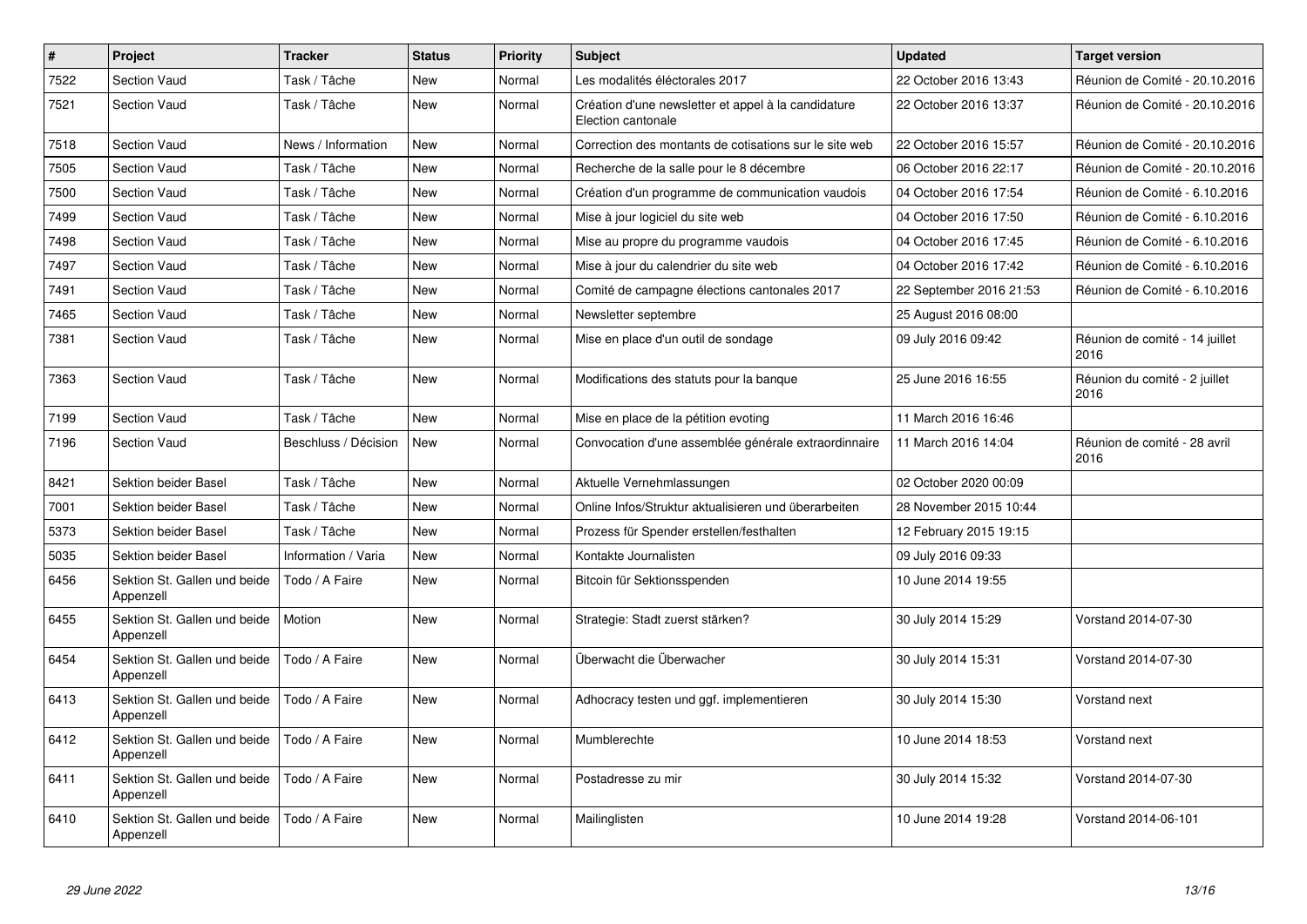| # | Project | Tracker | Status | Priority | Subject | Updated | Target version |
|---|---|---|---|---|---|---|---|
| 7522 | Section Vaud | Task / Tâche | New | Normal | Les modalités éléctorales 2017 | 22 October 2016 13:43 | Réunion de Comité - 20.10.2016 |
| 7521 | Section Vaud | Task / Tâche | New | Normal | Création d'une newsletter et appel à la candidature Election cantonale | 22 October 2016 13:37 | Réunion de Comité - 20.10.2016 |
| 7518 | Section Vaud | News / Information | New | Normal | Correction des montants de cotisations sur le site web | 22 October 2016 15:57 | Réunion de Comité - 20.10.2016 |
| 7505 | Section Vaud | Task / Tâche | New | Normal | Recherche de la salle pour le 8 décembre | 06 October 2016 22:17 | Réunion de Comité - 20.10.2016 |
| 7500 | Section Vaud | Task / Tâche | New | Normal | Création d'un programme de communication vaudois | 04 October 2016 17:54 | Réunion de Comité - 6.10.2016 |
| 7499 | Section Vaud | Task / Tâche | New | Normal | Mise à jour logiciel du site web | 04 October 2016 17:50 | Réunion de Comité - 6.10.2016 |
| 7498 | Section Vaud | Task / Tâche | New | Normal | Mise au propre du programme vaudois | 04 October 2016 17:45 | Réunion de Comité - 6.10.2016 |
| 7497 | Section Vaud | Task / Tâche | New | Normal | Mise à jour du calendrier du site web | 04 October 2016 17:42 | Réunion de Comité - 6.10.2016 |
| 7491 | Section Vaud | Task / Tâche | New | Normal | Comité de campagne élections cantonales 2017 | 22 September 2016 21:53 | Réunion de Comité - 6.10.2016 |
| 7465 | Section Vaud | Task / Tâche | New | Normal | Newsletter septembre | 25 August 2016 08:00 | |
| 7381 | Section Vaud | Task / Tâche | New | Normal | Mise en place d'un outil de sondage | 09 July 2016 09:42 | Réunion de comité - 14 juillet 2016 |
| 7363 | Section Vaud | Task / Tâche | New | Normal | Modifications des statuts pour la banque | 25 June 2016 16:55 | Réunion du comité - 2 juillet 2016 |
| 7199 | Section Vaud | Task / Tâche | New | Normal | Mise en place de la pétition evoting | 11 March 2016 16:46 | |
| 7196 | Section Vaud | Beschluss / Décision | New | Normal | Convocation d'une assemblée générale extraordinnaire | 11 March 2016 14:04 | Réunion de comité - 28 avril 2016 |
| 8421 | Sektion beider Basel | Task / Tâche | New | Normal | Aktuelle Vernehmlassungen | 02 October 2020 00:09 | |
| 7001 | Sektion beider Basel | Task / Tâche | New | Normal | Online Infos/Struktur aktualisieren und überarbeiten | 28 November 2015 10:44 | |
| 5373 | Sektion beider Basel | Task / Tâche | New | Normal | Prozess für Spender erstellen/festhalten | 12 February 2015 19:15 | |
| 5035 | Sektion beider Basel | Information / Varia | New | Normal | Kontakte Journalisten | 09 July 2016 09:33 | |
| 6456 | Sektion St. Gallen und beide Appenzell | Todo / A Faire | New | Normal | Bitcoin für Sektionsspenden | 10 June 2014 19:55 | |
| 6455 | Sektion St. Gallen und beide Appenzell | Motion | New | Normal | Strategie: Stadt zuerst stärken? | 30 July 2014 15:29 | Vorstand 2014-07-30 |
| 6454 | Sektion St. Gallen und beide Appenzell | Todo / A Faire | New | Normal | Überwacht die Überwacher | 30 July 2014 15:31 | Vorstand 2014-07-30 |
| 6413 | Sektion St. Gallen und beide Appenzell | Todo / A Faire | New | Normal | Adhocracy testen und ggf. implementieren | 30 July 2014 15:30 | Vorstand next |
| 6412 | Sektion St. Gallen und beide Appenzell | Todo / A Faire | New | Normal | Mumblerechte | 10 June 2014 18:53 | Vorstand next |
| 6411 | Sektion St. Gallen und beide Appenzell | Todo / A Faire | New | Normal | Postadresse zu mir | 30 July 2014 15:32 | Vorstand 2014-07-30 |
| 6410 | Sektion St. Gallen und beide Appenzell | Todo / A Faire | New | Normal | Mailinglisten | 10 June 2014 19:28 | Vorstand 2014-06-101 |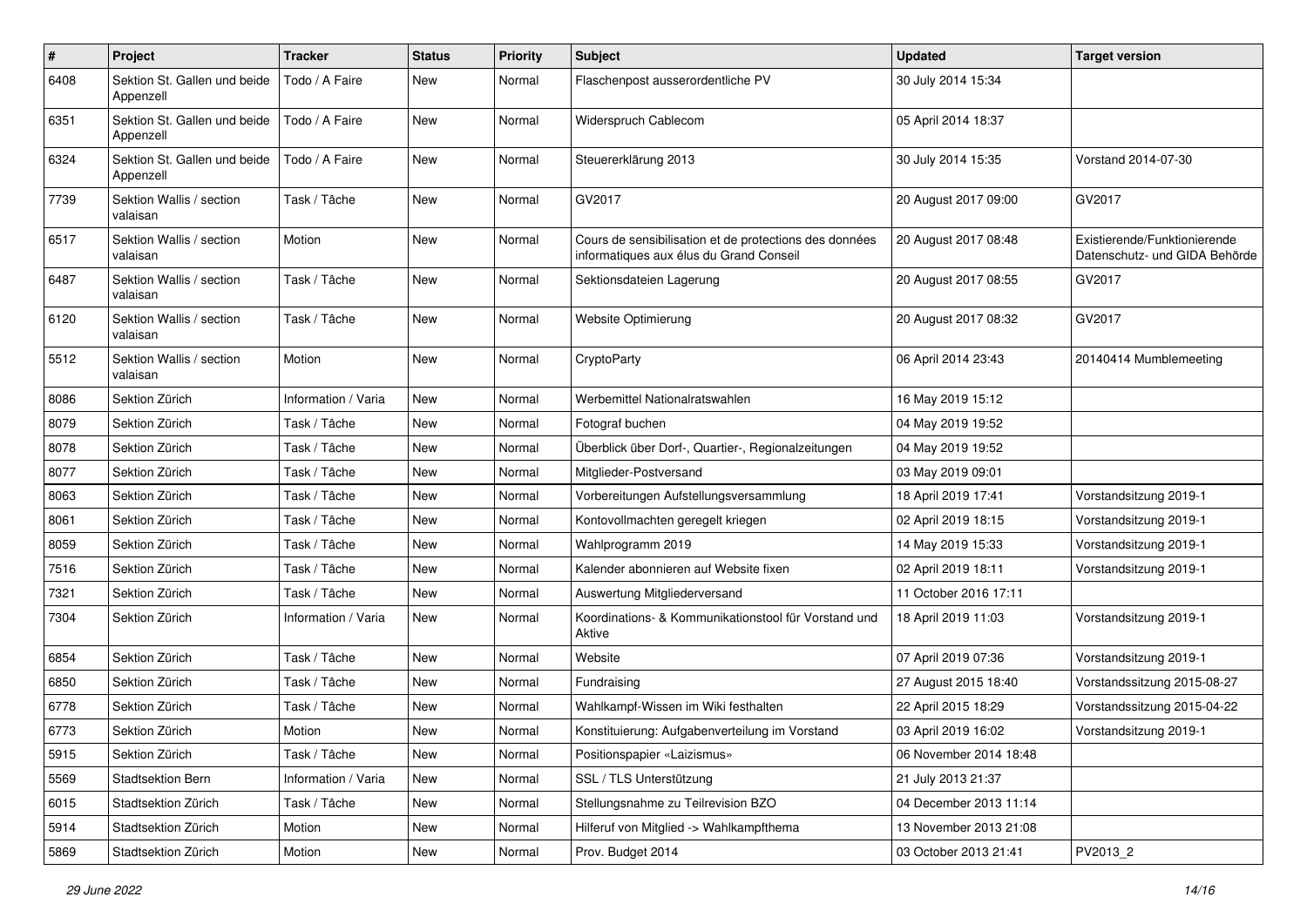| # | Project | Tracker | Status | Priority | Subject | Updated | Target version |
|---|---|---|---|---|---|---|---|
| 6408 | Sektion St. Gallen und beide Appenzell | Todo / A Faire | New | Normal | Flaschenpost ausserordentliche PV | 30 July 2014 15:34 | |
| 6351 | Sektion St. Gallen und beide Appenzell | Todo / A Faire | New | Normal | Widerspruch Cablecom | 05 April 2014 18:37 | |
| 6324 | Sektion St. Gallen und beide Appenzell | Todo / A Faire | New | Normal | Steuererklärung 2013 | 30 July 2014 15:35 | Vorstand 2014-07-30 |
| 7739 | Sektion Wallis / section valaisan | Task / Tâche | New | Normal | GV2017 | 20 August 2017 09:00 | GV2017 |
| 6517 | Sektion Wallis / section valaisan | Motion | New | Normal | Cours de sensibilisation et de protections des données informatiques aux élus du Grand Conseil | 20 August 2017 08:48 | Existierende/Funktionierende Datenschutz- und GIDA Behörde |
| 6487 | Sektion Wallis / section valaisan | Task / Tâche | New | Normal | Sektionsdateien Lagerung | 20 August 2017 08:55 | GV2017 |
| 6120 | Sektion Wallis / section valaisan | Task / Tâche | New | Normal | Website Optimierung | 20 August 2017 08:32 | GV2017 |
| 5512 | Sektion Wallis / section valaisan | Motion | New | Normal | CryptoParty | 06 April 2014 23:43 | 20140414 Mumblemeeting |
| 8086 | Sektion Zürich | Information / Varia | New | Normal | Werbemittel Nationalratswahlen | 16 May 2019 15:12 | |
| 8079 | Sektion Zürich | Task / Tâche | New | Normal | Fotograf buchen | 04 May 2019 19:52 | |
| 8078 | Sektion Zürich | Task / Tâche | New | Normal | Überblick über Dorf-, Quartier-, Regionalzeitungen | 04 May 2019 19:52 | |
| 8077 | Sektion Zürich | Task / Tâche | New | Normal | Mitglieder-Postversand | 03 May 2019 09:01 | |
| 8063 | Sektion Zürich | Task / Tâche | New | Normal | Vorbereitungen Aufstellungsversammlung | 18 April 2019 17:41 | Vorstandsitzung 2019-1 |
| 8061 | Sektion Zürich | Task / Tâche | New | Normal | Kontovollmachten geregelt kriegen | 02 April 2019 18:15 | Vorstandsitzung 2019-1 |
| 8059 | Sektion Zürich | Task / Tâche | New | Normal | Wahlprogramm 2019 | 14 May 2019 15:33 | Vorstandsitzung 2019-1 |
| 7516 | Sektion Zürich | Task / Tâche | New | Normal | Kalender abonnieren auf Website fixen | 02 April 2019 18:11 | Vorstandsitzung 2019-1 |
| 7321 | Sektion Zürich | Task / Tâche | New | Normal | Auswertung Mitgliederversand | 11 October 2016 17:11 | |
| 7304 | Sektion Zürich | Information / Varia | New | Normal | Koordinations- & Kommunikationstool für Vorstand und Aktive | 18 April 2019 11:03 | Vorstandsitzung 2019-1 |
| 6854 | Sektion Zürich | Task / Tâche | New | Normal | Website | 07 April 2019 07:36 | Vorstandsitzung 2019-1 |
| 6850 | Sektion Zürich | Task / Tâche | New | Normal | Fundraising | 27 August 2015 18:40 | Vorstandssitzung 2015-08-27 |
| 6778 | Sektion Zürich | Task / Tâche | New | Normal | Wahlkampf-Wissen im Wiki festhalten | 22 April 2015 18:29 | Vorstandssitzung 2015-04-22 |
| 6773 | Sektion Zürich | Motion | New | Normal | Konstituierung: Aufgabenverteilung im Vorstand | 03 April 2019 16:02 | Vorstandsitzung 2019-1 |
| 5915 | Sektion Zürich | Task / Tâche | New | Normal | Positionspapier «Laizismus» | 06 November 2014 18:48 | |
| 5569 | Stadtsektion Bern | Information / Varia | New | Normal | SSL / TLS Unterstützung | 21 July 2013 21:37 | |
| 6015 | Stadtsektion Zürich | Task / Tâche | New | Normal | Stellungsnahme zu Teilrevision BZO | 04 December 2013 11:14 | |
| 5914 | Stadtsektion Zürich | Motion | New | Normal | Hilferuf von Mitglied -> Wahlkampfthema | 13 November 2013 21:08 | |
| 5869 | Stadtsektion Zürich | Motion | New | Normal | Prov. Budget 2014 | 03 October 2013 21:41 | PV2013_2 |

*29 June 2022*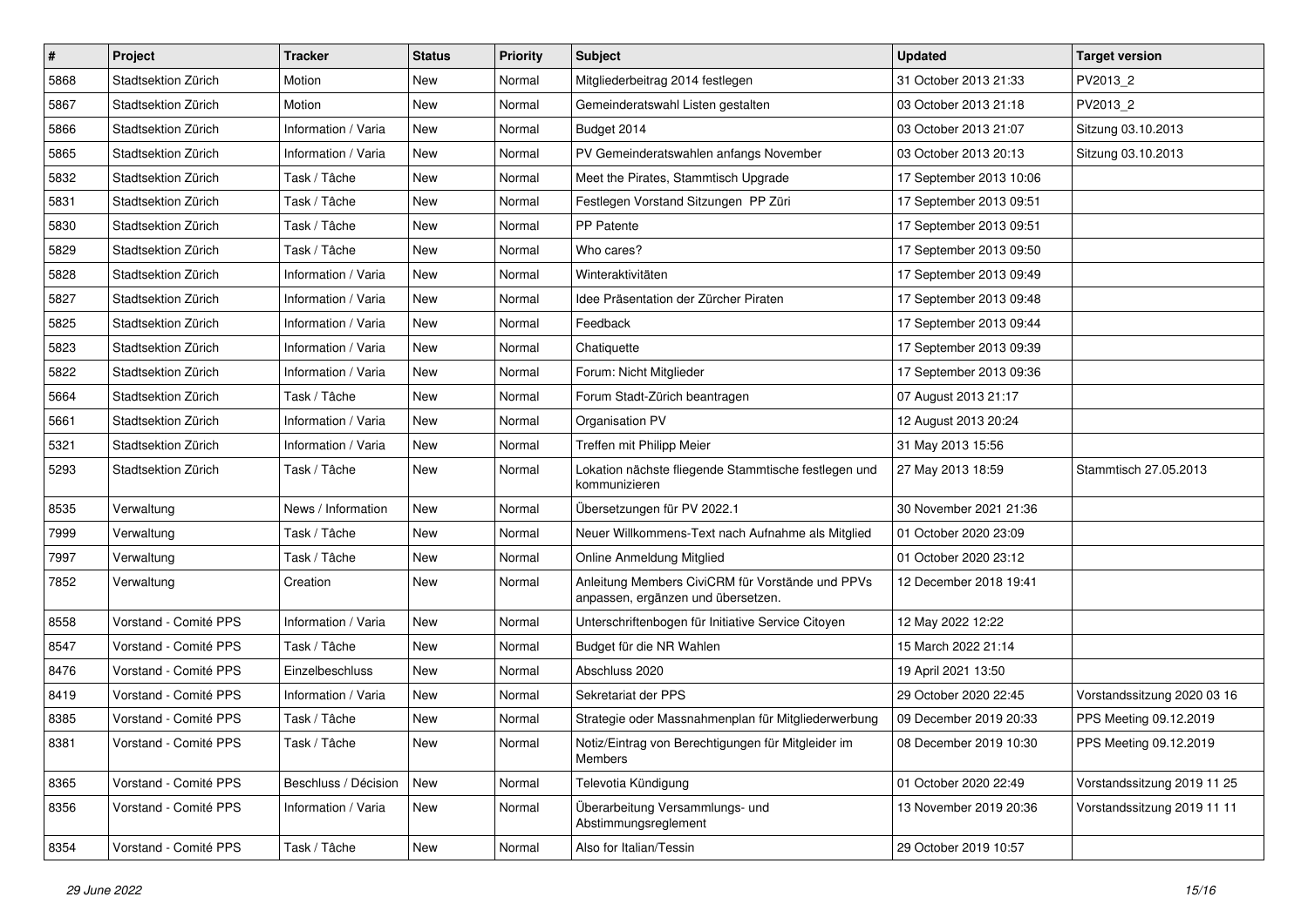| # | Project | Tracker | Status | Priority | Subject | Updated | Target version |
|---|---|---|---|---|---|---|---|
| 5868 | Stadtsektion Zürich | Motion | New | Normal | Mitgliederbeitrag 2014 festlegen | 31 October 2013 21:33 | PV2013_2 |
| 5867 | Stadtsektion Zürich | Motion | New | Normal | Gemeinderatswahl Listen gestalten | 03 October 2013 21:18 | PV2013_2 |
| 5866 | Stadtsektion Zürich | Information / Varia | New | Normal | Budget 2014 | 03 October 2013 21:07 | Sitzung 03.10.2013 |
| 5865 | Stadtsektion Zürich | Information / Varia | New | Normal | PV Gemeinderatswahlen anfangs November | 03 October 2013 20:13 | Sitzung 03.10.2013 |
| 5832 | Stadtsektion Zürich | Task / Tâche | New | Normal | Meet the Pirates, Stammtisch Upgrade | 17 September 2013 10:06 | |
| 5831 | Stadtsektion Zürich | Task / Tâche | New | Normal | Festlegen Vorstand Sitzungen PP Züri | 17 September 2013 09:51 | |
| 5830 | Stadtsektion Zürich | Task / Tâche | New | Normal | PP Patente | 17 September 2013 09:51 | |
| 5829 | Stadtsektion Zürich | Task / Tâche | New | Normal | Who cares? | 17 September 2013 09:50 | |
| 5828 | Stadtsektion Zürich | Information / Varia | New | Normal | Winteraktivitäten | 17 September 2013 09:49 | |
| 5827 | Stadtsektion Zürich | Information / Varia | New | Normal | Idee Präsentation der Zürcher Piraten | 17 September 2013 09:48 | |
| 5825 | Stadtsektion Zürich | Information / Varia | New | Normal | Feedback | 17 September 2013 09:44 | |
| 5823 | Stadtsektion Zürich | Information / Varia | New | Normal | Chatiquette | 17 September 2013 09:39 | |
| 5822 | Stadtsektion Zürich | Information / Varia | New | Normal | Forum: Nicht Mitglieder | 17 September 2013 09:36 | |
| 5664 | Stadtsektion Zürich | Task / Tâche | New | Normal | Forum Stadt-Zürich beantragen | 07 August 2013 21:17 | |
| 5661 | Stadtsektion Zürich | Information / Varia | New | Normal | Organisation PV | 12 August 2013 20:24 | |
| 5321 | Stadtsektion Zürich | Information / Varia | New | Normal | Treffen mit Philipp Meier | 31 May 2013 15:56 | |
| 5293 | Stadtsektion Zürich | Task / Tâche | New | Normal | Lokation nächste fliegende Stammtische festlegen und kommunizieren | 27 May 2013 18:59 | Stammtisch 27.05.2013 |
| 8535 | Verwaltung | News / Information | New | Normal | Übersetzungen für PV 2022.1 | 30 November 2021 21:36 | |
| 7999 | Verwaltung | Task / Tâche | New | Normal | Neuer Willkommens-Text nach Aufnahme als Mitglied | 01 October 2020 23:09 | |
| 7997 | Verwaltung | Task / Tâche | New | Normal | Online Anmeldung Mitglied | 01 October 2020 23:12 | |
| 7852 | Verwaltung | Creation | New | Normal | Anleitung Members CiviCRM für Vorstände und PPVs anpassen, ergänzen und übersetzen. | 12 December 2018 19:41 | |
| 8558 | Vorstand - Comité PPS | Information / Varia | New | Normal | Unterschriftenbogen für Initiative Service Citoyen | 12 May 2022 12:22 | |
| 8547 | Vorstand - Comité PPS | Task / Tâche | New | Normal | Budget für die NR Wahlen | 15 March 2022 21:14 | |
| 8476 | Vorstand - Comité PPS | Einzelbeschluss | New | Normal | Abschluss 2020 | 19 April 2021 13:50 | |
| 8419 | Vorstand - Comité PPS | Information / Varia | New | Normal | Sekretariat der PPS | 29 October 2020 22:45 | Vorstandssitzung 2020 03 16 |
| 8385 | Vorstand - Comité PPS | Task / Tâche | New | Normal | Strategie oder Massnahmenplan für Mitgliederwerbung | 09 December 2019 20:33 | PPS Meeting 09.12.2019 |
| 8381 | Vorstand - Comité PPS | Task / Tâche | New | Normal | Notiz/Eintrag von Berechtigungen für Mitgleider im Members | 08 December 2019 10:30 | PPS Meeting 09.12.2019 |
| 8365 | Vorstand - Comité PPS | Beschluss / Décision | New | Normal | Televotia Kündigung | 01 October 2020 22:49 | Vorstandssitzung 2019 11 25 |
| 8356 | Vorstand - Comité PPS | Information / Varia | New | Normal | Überarbeitung Versammlungs- und Abstimmungsreglement | 13 November 2019 20:36 | Vorstandssitzung 2019 11 11 |
| 8354 | Vorstand - Comité PPS | Task / Tâche | New | Normal | Also for Italian/Tessin | 29 October 2019 10:57 | |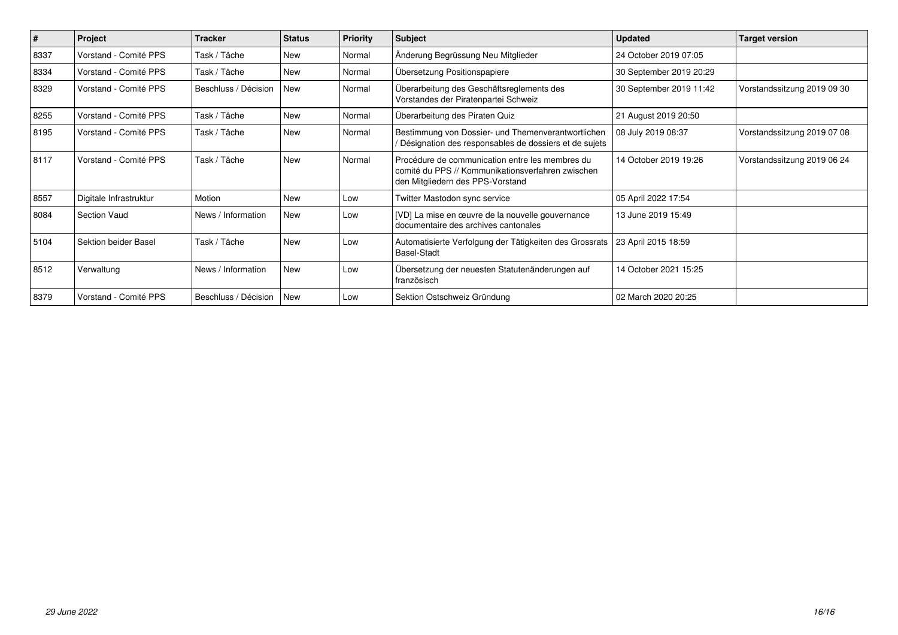| # | Project | Tracker | Status | Priority | Subject | Updated | Target version |
|---|---|---|---|---|---|---|---|
| 8337 | Vorstand - Comité PPS | Task / Tâche | New | Normal | Änderung Begrüssung Neu Mitglieder | 24 October 2019 07:05 | |
| 8334 | Vorstand - Comité PPS | Task / Tâche | New | Normal | Übersetzung Positionspapiere | 30 September 2019 20:29 | |
| 8329 | Vorstand - Comité PPS | Beschluss / Décision | New | Normal | Überarbeitung des Geschäftsreglements des Vorstandes der Piratenpartei Schweiz | 30 September 2019 11:42 | Vorstandssitzung 2019 09 30 |
| 8255 | Vorstand - Comité PPS | Task / Tâche | New | Normal | Überarbeitung des Piraten Quiz | 21 August 2019 20:50 | |
| 8195 | Vorstand - Comité PPS | Task / Tâche | New | Normal | Bestimmung von Dossier- und Themenverantwortlichen / Désignation des responsables de dossiers et de sujets | 08 July 2019 08:37 | Vorstandssitzung 2019 07 08 |
| 8117 | Vorstand - Comité PPS | Task / Tâche | New | Normal | Procédure de communication entre les membres du comité du PPS // Kommunikationsverfahren zwischen den Mitgliedern des PPS-Vorstand | 14 October 2019 19:26 | Vorstandssitzung 2019 06 24 |
| 8557 | Digitale Infrastruktur | Motion | New | Low | Twitter Mastodon sync service | 05 April 2022 17:54 | |
| 8084 | Section Vaud | News / Information | New | Low | [VD] La mise en œuvre de la nouvelle gouvernance documentaire des archives cantonales | 13 June 2019 15:49 | |
| 5104 | Sektion beider Basel | Task / Tâche | New | Low | Automatisierte Verfolgung der Tätigkeiten des Grossrats Basel-Stadt | 23 April 2015 18:59 | |
| 8512 | Verwaltung | News / Information | New | Low | Übersetzung der neuesten Statutenänderungen auf französisch | 14 October 2021 15:25 | |
| 8379 | Vorstand - Comité PPS | Beschluss / Décision | New | Low | Sektion Ostschweiz Gründung | 02 March 2020 20:25 | |

*29 June 2022*